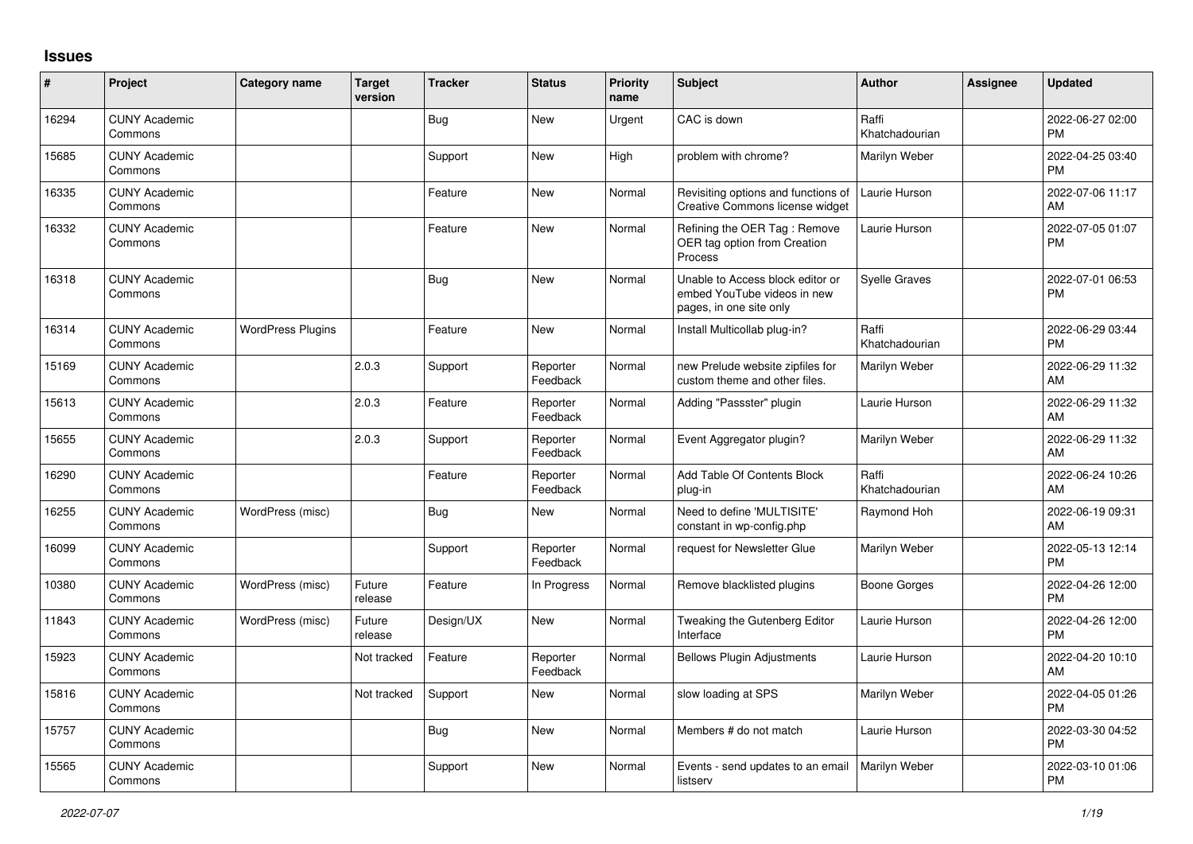## Issues

| # | Project | Category name | Target version | Tracker | Status | Priority name | Subject | Author | Assignee | Updated |
|---|---|---|---|---|---|---|---|---|---|---|
| 16294 | CUNY Academic Commons | | | Bug | New | Urgent | CAC is down | Raffi Khatchadourian | | 2022-06-27 02:00 PM |
| 15685 | CUNY Academic Commons | | | Support | New | High | problem with chrome? | Marilyn Weber | | 2022-04-25 03:40 PM |
| 16335 | CUNY Academic Commons | | | Feature | New | Normal | Revisiting options and functions of Creative Commons license widget | Laurie Hurson | | 2022-07-06 11:17 AM |
| 16332 | CUNY Academic Commons | | | Feature | New | Normal | Refining the OER Tag : Remove OER tag option from Creation Process | Laurie Hurson | | 2022-07-05 01:07 PM |
| 16318 | CUNY Academic Commons | | | Bug | New | Normal | Unable to Access block editor or embed YouTube videos in new pages, in one site only | Syelle Graves | | 2022-07-01 06:53 PM |
| 16314 | CUNY Academic Commons | WordPress Plugins | | Feature | New | Normal | Install Multicollab plug-in? | Raffi Khatchadourian | | 2022-06-29 03:44 PM |
| 15169 | CUNY Academic Commons | | 2.0.3 | Support | Reporter Feedback | Normal | new Prelude website zipfiles for custom theme and other files. | Marilyn Weber | | 2022-06-29 11:32 AM |
| 15613 | CUNY Academic Commons | | 2.0.3 | Feature | Reporter Feedback | Normal | Adding "Passster" plugin | Laurie Hurson | | 2022-06-29 11:32 AM |
| 15655 | CUNY Academic Commons | | 2.0.3 | Support | Reporter Feedback | Normal | Event Aggregator plugin? | Marilyn Weber | | 2022-06-29 11:32 AM |
| 16290 | CUNY Academic Commons | | | Feature | Reporter Feedback | Normal | Add Table Of Contents Block plug-in | Raffi Khatchadourian | | 2022-06-24 10:26 AM |
| 16255 | CUNY Academic Commons | WordPress (misc) | | Bug | New | Normal | Need to define 'MULTISITE' constant in wp-config.php | Raymond Hoh | | 2022-06-19 09:31 AM |
| 16099 | CUNY Academic Commons | | | Support | Reporter Feedback | Normal | request for Newsletter Glue | Marilyn Weber | | 2022-05-13 12:14 PM |
| 10380 | CUNY Academic Commons | WordPress (misc) | Future release | Feature | In Progress | Normal | Remove blacklisted plugins | Boone Gorges | | 2022-04-26 12:00 PM |
| 11843 | CUNY Academic Commons | WordPress (misc) | Future release | Design/UX | New | Normal | Tweaking the Gutenberg Editor Interface | Laurie Hurson | | 2022-04-26 12:00 PM |
| 15923 | CUNY Academic Commons | | Not tracked | Feature | Reporter Feedback | Normal | Bellows Plugin Adjustments | Laurie Hurson | | 2022-04-20 10:10 AM |
| 15816 | CUNY Academic Commons | | Not tracked | Support | New | Normal | slow loading at SPS | Marilyn Weber | | 2022-04-05 01:26 PM |
| 15757 | CUNY Academic Commons | | | Bug | New | Normal | Members # do not match | Laurie Hurson | | 2022-03-30 04:52 PM |
| 15565 | CUNY Academic Commons | | | Support | New | Normal | Events - send updates to an email listserv | Marilyn Weber | | 2022-03-10 01:06 PM |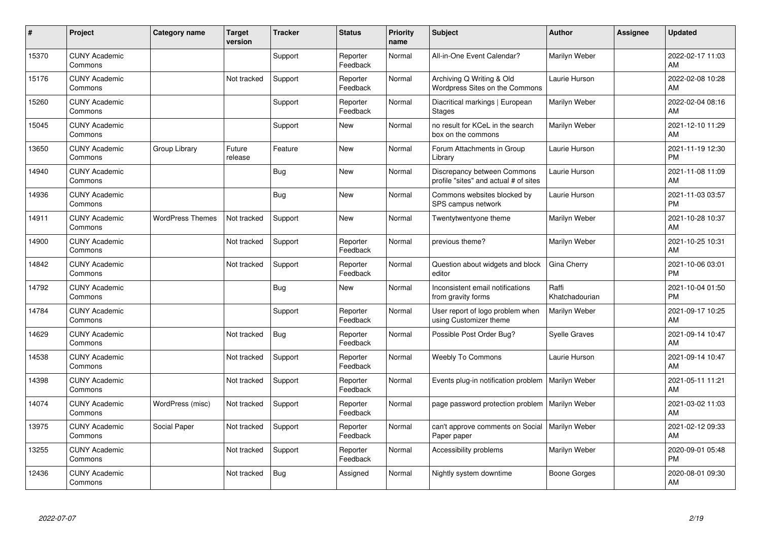| # | Project | Category name | Target version | Tracker | Status | Priority name | Subject | Author | Assignee | Updated |
|---|---|---|---|---|---|---|---|---|---|---|
| 15370 | CUNY Academic Commons | | | Support | Reporter Feedback | Normal | All-in-One Event Calendar? | Marilyn Weber | | 2022-02-17 11:03 AM |
| 15176 | CUNY Academic Commons | | Not tracked | Support | Reporter Feedback | Normal | Archiving Q Writing & Old Wordpress Sites on the Commons | Laurie Hurson | | 2022-02-08 10:28 AM |
| 15260 | CUNY Academic Commons | | | Support | Reporter Feedback | Normal | Diacritical markings \| European Stages | Marilyn Weber | | 2022-02-04 08:16 AM |
| 15045 | CUNY Academic Commons | | | Support | New | Normal | no result for KCeL in the search box on the commons | Marilyn Weber | | 2021-12-10 11:29 AM |
| 13650 | CUNY Academic Commons | Group Library | Future release | Feature | New | Normal | Forum Attachments in Group Library | Laurie Hurson | | 2021-11-19 12:30 PM |
| 14940 | CUNY Academic Commons | | | Bug | New | Normal | Discrepancy between Commons profile "sites" and actual # of sites | Laurie Hurson | | 2021-11-08 11:09 AM |
| 14936 | CUNY Academic Commons | | | Bug | New | Normal | Commons websites blocked by SPS campus network | Laurie Hurson | | 2021-11-03 03:57 PM |
| 14911 | CUNY Academic Commons | WordPress Themes | Not tracked | Support | New | Normal | Twentytwentyone theme | Marilyn Weber | | 2021-10-28 10:37 AM |
| 14900 | CUNY Academic Commons | | Not tracked | Support | Reporter Feedback | Normal | previous theme? | Marilyn Weber | | 2021-10-25 10:31 AM |
| 14842 | CUNY Academic Commons | | Not tracked | Support | Reporter Feedback | Normal | Question about widgets and block editor | Gina Cherry | | 2021-10-06 03:01 PM |
| 14792 | CUNY Academic Commons | | | Bug | New | Normal | Inconsistent email notifications from gravity forms | Raffi Khatchadourian | | 2021-10-04 01:50 PM |
| 14784 | CUNY Academic Commons | | | Support | Reporter Feedback | Normal | User report of logo problem when using Customizer theme | Marilyn Weber | | 2021-09-17 10:25 AM |
| 14629 | CUNY Academic Commons | | Not tracked | Bug | Reporter Feedback | Normal | Possible Post Order Bug? | Syelle Graves | | 2021-09-14 10:47 AM |
| 14538 | CUNY Academic Commons | | Not tracked | Support | Reporter Feedback | Normal | Weebly To Commons | Laurie Hurson | | 2021-09-14 10:47 AM |
| 14398 | CUNY Academic Commons | | Not tracked | Support | Reporter Feedback | Normal | Events plug-in notification problem | Marilyn Weber | | 2021-05-11 11:21 AM |
| 14074 | CUNY Academic Commons | WordPress (misc) | Not tracked | Support | Reporter Feedback | Normal | page password protection problem | Marilyn Weber | | 2021-03-02 11:03 AM |
| 13975 | CUNY Academic Commons | Social Paper | Not tracked | Support | Reporter Feedback | Normal | can't approve comments on Social Paper paper | Marilyn Weber | | 2021-02-12 09:33 AM |
| 13255 | CUNY Academic Commons | | Not tracked | Support | Reporter Feedback | Normal | Accessibility problems | Marilyn Weber | | 2020-09-01 05:48 PM |
| 12436 | CUNY Academic Commons | | Not tracked | Bug | Assigned | Normal | Nightly system downtime | Boone Gorges | | 2020-08-01 09:30 AM |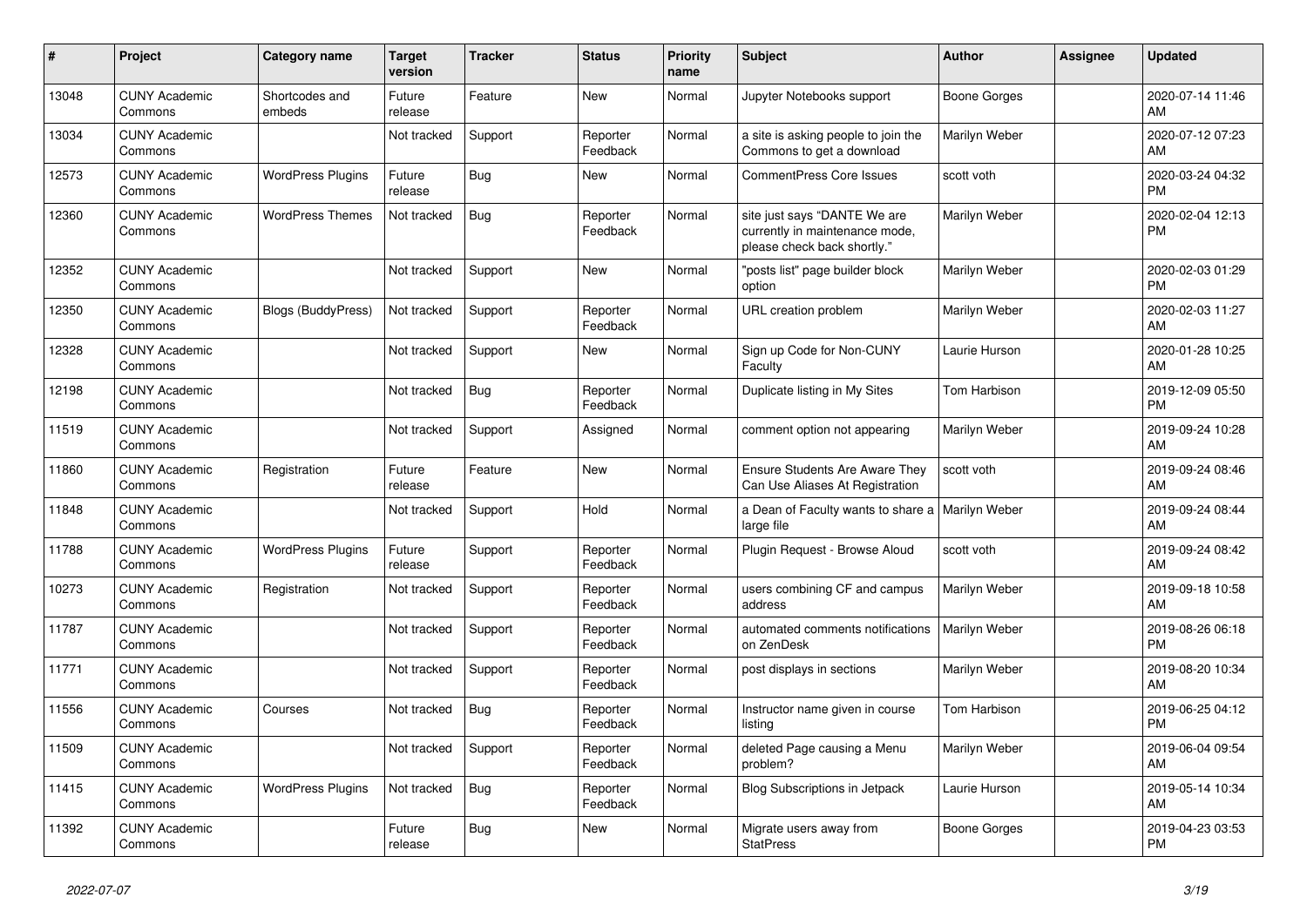| # | Project | Category name | Target version | Tracker | Status | Priority name | Subject | Author | Assignee | Updated |
|---|---|---|---|---|---|---|---|---|---|---|
| 13048 | CUNY Academic Commons | Shortcodes and embeds | Future release | Feature | New | Normal | Jupyter Notebooks support | Boone Gorges | | 2020-07-14 11:46 AM |
| 13034 | CUNY Academic Commons | | Not tracked | Support | Reporter Feedback | Normal | a site is asking people to join the Commons to get a download | Marilyn Weber | | 2020-07-12 07:23 AM |
| 12573 | CUNY Academic Commons | WordPress Plugins | Future release | Bug | New | Normal | CommentPress Core Issues | scott voth | | 2020-03-24 04:32 PM |
| 12360 | CUNY Academic Commons | WordPress Themes | Not tracked | Bug | Reporter Feedback | Normal | site just says "DANTE We are currently in maintenance mode, please check back shortly." | Marilyn Weber | | 2020-02-04 12:13 PM |
| 12352 | CUNY Academic Commons | | Not tracked | Support | New | Normal | "posts list" page builder block option | Marilyn Weber | | 2020-02-03 01:29 PM |
| 12350 | CUNY Academic Commons | Blogs (BuddyPress) | Not tracked | Support | Reporter Feedback | Normal | URL creation problem | Marilyn Weber | | 2020-02-03 11:27 AM |
| 12328 | CUNY Academic Commons | | Not tracked | Support | New | Normal | Sign up Code for Non-CUNY Faculty | Laurie Hurson | | 2020-01-28 10:25 AM |
| 12198 | CUNY Academic Commons | | Not tracked | Bug | Reporter Feedback | Normal | Duplicate listing in My Sites | Tom Harbison | | 2019-12-09 05:50 PM |
| 11519 | CUNY Academic Commons | | Not tracked | Support | Assigned | Normal | comment option not appearing | Marilyn Weber | | 2019-09-24 10:28 AM |
| 11860 | CUNY Academic Commons | Registration | Future release | Feature | New | Normal | Ensure Students Are Aware They Can Use Aliases At Registration | scott voth | | 2019-09-24 08:46 AM |
| 11848 | CUNY Academic Commons | | Not tracked | Support | Hold | Normal | a Dean of Faculty wants to share a large file | Marilyn Weber | | 2019-09-24 08:44 AM |
| 11788 | CUNY Academic Commons | WordPress Plugins | Future release | Support | Reporter Feedback | Normal | Plugin Request - Browse Aloud | scott voth | | 2019-09-24 08:42 AM |
| 10273 | CUNY Academic Commons | Registration | Not tracked | Support | Reporter Feedback | Normal | users combining CF and campus address | Marilyn Weber | | 2019-09-18 10:58 AM |
| 11787 | CUNY Academic Commons | | Not tracked | Support | Reporter Feedback | Normal | automated comments notifications on ZenDesk | Marilyn Weber | | 2019-08-26 06:18 PM |
| 11771 | CUNY Academic Commons | | Not tracked | Support | Reporter Feedback | Normal | post displays in sections | Marilyn Weber | | 2019-08-20 10:34 AM |
| 11556 | CUNY Academic Commons | Courses | Not tracked | Bug | Reporter Feedback | Normal | Instructor name given in course listing | Tom Harbison | | 2019-06-25 04:12 PM |
| 11509 | CUNY Academic Commons | | Not tracked | Support | Reporter Feedback | Normal | deleted Page causing a Menu problem? | Marilyn Weber | | 2019-06-04 09:54 AM |
| 11415 | CUNY Academic Commons | WordPress Plugins | Not tracked | Bug | Reporter Feedback | Normal | Blog Subscriptions in Jetpack | Laurie Hurson | | 2019-05-14 10:34 AM |
| 11392 | CUNY Academic Commons | | Future release | Bug | New | Normal | Migrate users away from StatPress | Boone Gorges | | 2019-04-23 03:53 PM |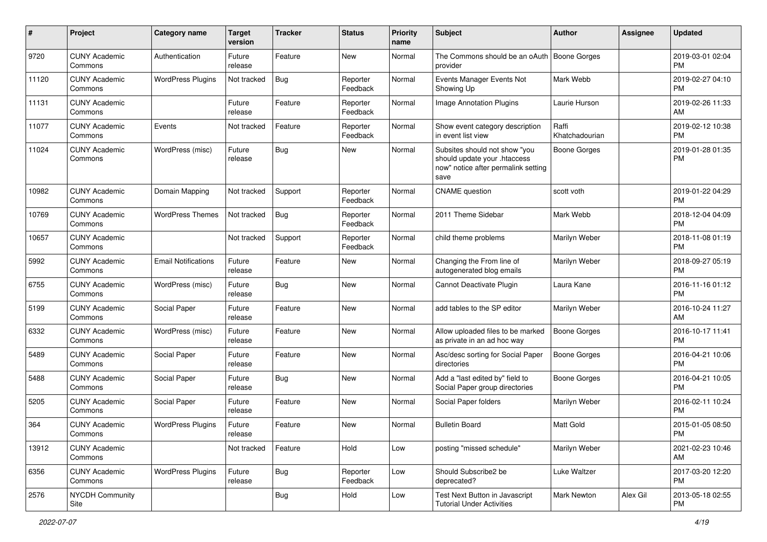| # | Project | Category name | Target version | Tracker | Status | Priority name | Subject | Author | Assignee | Updated |
|---|---|---|---|---|---|---|---|---|---|---|
| 9720 | CUNY Academic Commons | Authentication | Future release | Feature | New | Normal | The Commons should be an oAuth provider | Boone Gorges | | 2019-03-01 02:04 PM |
| 11120 | CUNY Academic Commons | WordPress Plugins | Not tracked | Bug | Reporter Feedback | Normal | Events Manager Events Not Showing Up | Mark Webb | | 2019-02-27 04:10 PM |
| 11131 | CUNY Academic Commons | | Future release | Feature | Reporter Feedback | Normal | Image Annotation Plugins | Laurie Hurson | | 2019-02-26 11:33 AM |
| 11077 | CUNY Academic Commons | Events | Not tracked | Feature | Reporter Feedback | Normal | Show event category description in event list view | Raffi Khatchadourian | | 2019-02-12 10:38 PM |
| 11024 | CUNY Academic Commons | WordPress (misc) | Future release | Bug | New | Normal | Subsites should not show "you should update your .htaccess now" notice after permalink setting save | Boone Gorges | | 2019-01-28 01:35 PM |
| 10982 | CUNY Academic Commons | Domain Mapping | Not tracked | Support | Reporter Feedback | Normal | CNAME question | scott voth | | 2019-01-22 04:29 PM |
| 10769 | CUNY Academic Commons | WordPress Themes | Not tracked | Bug | Reporter Feedback | Normal | 2011 Theme Sidebar | Mark Webb | | 2018-12-04 04:09 PM |
| 10657 | CUNY Academic Commons | | Not tracked | Support | Reporter Feedback | Normal | child theme problems | Marilyn Weber | | 2018-11-08 01:19 PM |
| 5992 | CUNY Academic Commons | Email Notifications | Future release | Feature | New | Normal | Changing the From line of autogenerated blog emails | Marilyn Weber | | 2018-09-27 05:19 PM |
| 6755 | CUNY Academic Commons | WordPress (misc) | Future release | Bug | New | Normal | Cannot Deactivate Plugin | Laura Kane | | 2016-11-16 01:12 PM |
| 5199 | CUNY Academic Commons | Social Paper | Future release | Feature | New | Normal | add tables to the SP editor | Marilyn Weber | | 2016-10-24 11:27 AM |
| 6332 | CUNY Academic Commons | WordPress (misc) | Future release | Feature | New | Normal | Allow uploaded files to be marked as private in an ad hoc way | Boone Gorges | | 2016-10-17 11:41 PM |
| 5489 | CUNY Academic Commons | Social Paper | Future release | Feature | New | Normal | Asc/desc sorting for Social Paper directories | Boone Gorges | | 2016-04-21 10:06 PM |
| 5488 | CUNY Academic Commons | Social Paper | Future release | Bug | New | Normal | Add a "last edited by" field to Social Paper group directories | Boone Gorges | | 2016-04-21 10:05 PM |
| 5205 | CUNY Academic Commons | Social Paper | Future release | Feature | New | Normal | Social Paper folders | Marilyn Weber | | 2016-02-11 10:24 PM |
| 364 | CUNY Academic Commons | WordPress Plugins | Future release | Feature | New | Normal | Bulletin Board | Matt Gold | | 2015-01-05 08:50 PM |
| 13912 | CUNY Academic Commons | | Not tracked | Feature | Hold | Low | posting "missed schedule" | Marilyn Weber | | 2021-02-23 10:46 AM |
| 6356 | CUNY Academic Commons | WordPress Plugins | Future release | Bug | Reporter Feedback | Low | Should Subscribe2 be deprecated? | Luke Waltzer | | 2017-03-20 12:20 PM |
| 2576 | NYCDH Community Site | | | Bug | Hold | Low | Test Next Button in Javascript Tutorial Under Activities | Mark Newton | Alex Gil | 2013-05-18 02:55 PM |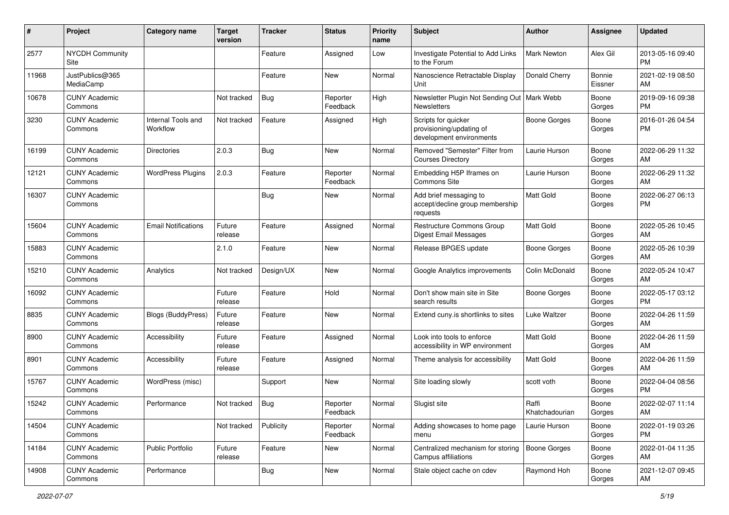| # | Project | Category name | Target version | Tracker | Status | Priority name | Subject | Author | Assignee | Updated |
|---|---|---|---|---|---|---|---|---|---|---|
| 2577 | NYCDH Community Site | | | Feature | Assigned | Low | Investigate Potential to Add Links to the Forum | Mark Newton | Alex Gil | 2013-05-16 09:40 PM |
| 11968 | JustPublics@365 MediaCamp | | | Feature | New | Normal | Nanoscience Retractable Display Unit | Donald Cherry | Bonnie Eissner | 2021-02-19 08:50 AM |
| 10678 | CUNY Academic Commons | | Not tracked | Bug | Reporter Feedback | High | Newsletter Plugin Not Sending Out Newsletters | Mark Webb | Boone Gorges | 2019-09-16 09:38 PM |
| 3230 | CUNY Academic Commons | Internal Tools and Workflow | Not tracked | Feature | Assigned | High | Scripts for quicker provisioning/updating of development environments | Boone Gorges | Boone Gorges | 2016-01-26 04:54 PM |
| 16199 | CUNY Academic Commons | Directories | 2.0.3 | Bug | New | Normal | Removed "Semester" Filter from Courses Directory | Laurie Hurson | Boone Gorges | 2022-06-29 11:32 AM |
| 12121 | CUNY Academic Commons | WordPress Plugins | 2.0.3 | Feature | Reporter Feedback | Normal | Embedding H5P Iframes on Commons Site | Laurie Hurson | Boone Gorges | 2022-06-29 11:32 AM |
| 16307 | CUNY Academic Commons | | | Bug | New | Normal | Add brief messaging to accept/decline group membership requests | Matt Gold | Boone Gorges | 2022-06-27 06:13 PM |
| 15604 | CUNY Academic Commons | Email Notifications | Future release | Feature | Assigned | Normal | Restructure Commons Group Digest Email Messages | Matt Gold | Boone Gorges | 2022-05-26 10:45 AM |
| 15883 | CUNY Academic Commons | | 2.1.0 | Feature | New | Normal | Release BPGES update | Boone Gorges | Boone Gorges | 2022-05-26 10:39 AM |
| 15210 | CUNY Academic Commons | Analytics | Not tracked | Design/UX | New | Normal | Google Analytics improvements | Colin McDonald | Boone Gorges | 2022-05-24 10:47 AM |
| 16092 | CUNY Academic Commons | | Future release | Feature | Hold | Normal | Don't show main site in Site search results | Boone Gorges | Boone Gorges | 2022-05-17 03:12 PM |
| 8835 | CUNY Academic Commons | Blogs (BuddyPress) | Future release | Feature | New | Normal | Extend cuny.is shortlinks to sites | Luke Waltzer | Boone Gorges | 2022-04-26 11:59 AM |
| 8900 | CUNY Academic Commons | Accessibility | Future release | Feature | Assigned | Normal | Look into tools to enforce accessibility in WP environment | Matt Gold | Boone Gorges | 2022-04-26 11:59 AM |
| 8901 | CUNY Academic Commons | Accessibility | Future release | Feature | Assigned | Normal | Theme analysis for accessibility | Matt Gold | Boone Gorges | 2022-04-26 11:59 AM |
| 15767 | CUNY Academic Commons | WordPress (misc) | | Support | New | Normal | Site loading slowly | scott voth | Boone Gorges | 2022-04-04 08:56 PM |
| 15242 | CUNY Academic Commons | Performance | Not tracked | Bug | Reporter Feedback | Normal | Slugist site | Raffi Khatchadourian | Boone Gorges | 2022-02-07 11:14 AM |
| 14504 | CUNY Academic Commons | | Not tracked | Publicity | Reporter Feedback | Normal | Adding showcases to home page menu | Laurie Hurson | Boone Gorges | 2022-01-19 03:26 PM |
| 14184 | CUNY Academic Commons | Public Portfolio | Future release | Feature | New | Normal | Centralized mechanism for storing Campus affiliations | Boone Gorges | Boone Gorges | 2022-01-04 11:35 AM |
| 14908 | CUNY Academic Commons | Performance | | Bug | New | Normal | Stale object cache on cdev | Raymond Hoh | Boone Gorges | 2021-12-07 09:45 AM |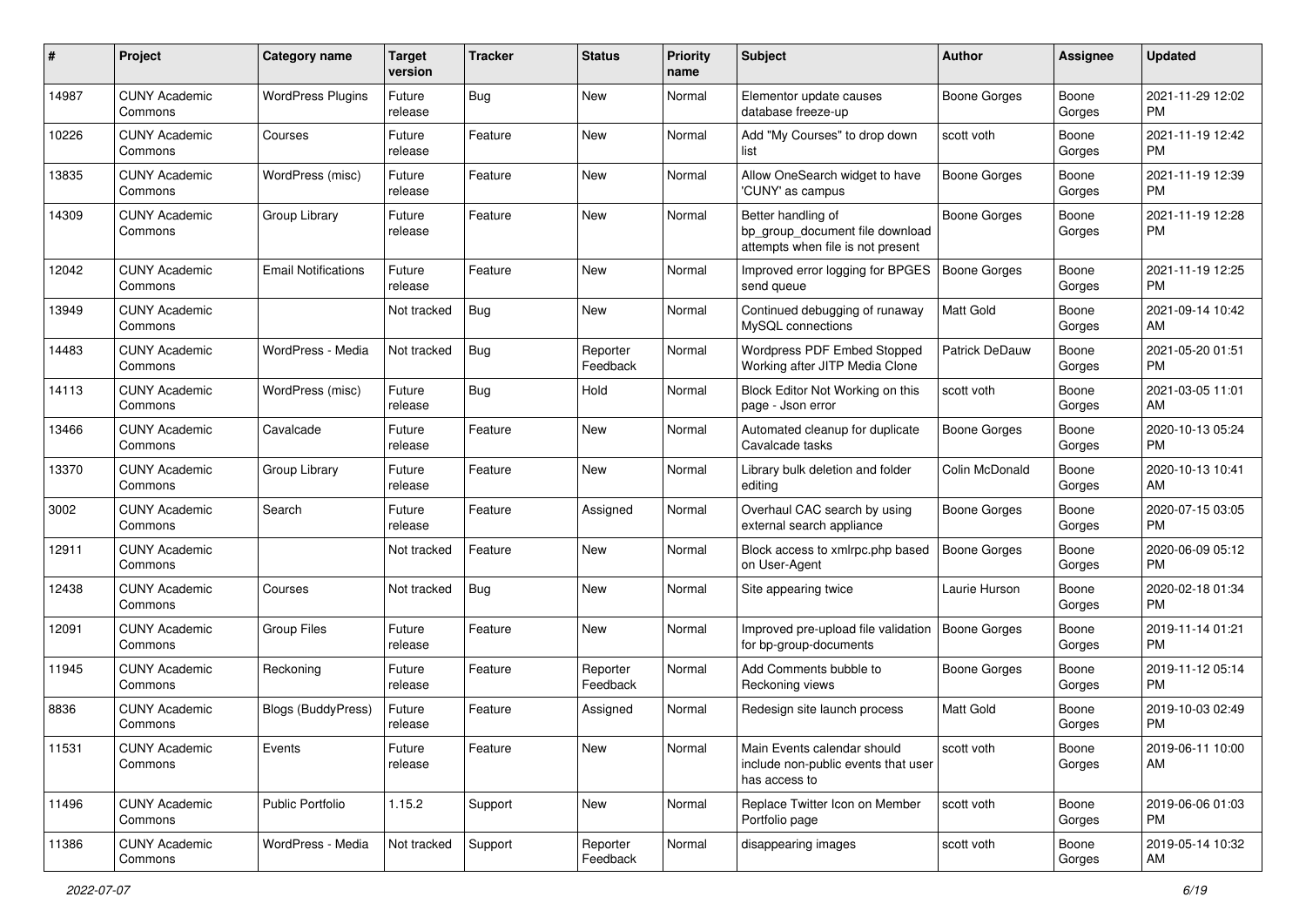| # | Project | Category name | Target version | Tracker | Status | Priority name | Subject | Author | Assignee | Updated |
|---|---|---|---|---|---|---|---|---|---|---|
| 14987 | CUNY Academic Commons | WordPress Plugins | Future release | Bug | New | Normal | Elementor update causes database freeze-up | Boone Gorges | Boone Gorges | 2021-11-29 12:02 PM |
| 10226 | CUNY Academic Commons | Courses | Future release | Feature | New | Normal | Add "My Courses" to drop down list | scott voth | Boone Gorges | 2021-11-19 12:42 PM |
| 13835 | CUNY Academic Commons | WordPress (misc) | Future release | Feature | New | Normal | Allow OneSearch widget to have 'CUNY' as campus | Boone Gorges | Boone Gorges | 2021-11-19 12:39 PM |
| 14309 | CUNY Academic Commons | Group Library | Future release | Feature | New | Normal | Better handling of bp_group_document file download attempts when file is not present | Boone Gorges | Boone Gorges | 2021-11-19 12:28 PM |
| 12042 | CUNY Academic Commons | Email Notifications | Future release | Feature | New | Normal | Improved error logging for BPGES send queue | Boone Gorges | Boone Gorges | 2021-11-19 12:25 PM |
| 13949 | CUNY Academic Commons | | Not tracked | Bug | New | Normal | Continued debugging of runaway MySQL connections | Matt Gold | Boone Gorges | 2021-09-14 10:42 AM |
| 14483 | CUNY Academic Commons | WordPress - Media | Not tracked | Bug | Reporter Feedback | Normal | Wordpress PDF Embed Stopped Working after JITP Media Clone | Patrick DeDauw | Boone Gorges | 2021-05-20 01:51 PM |
| 14113 | CUNY Academic Commons | WordPress (misc) | Future release | Bug | Hold | Normal | Block Editor Not Working on this page - Json error | scott voth | Boone Gorges | 2021-03-05 11:01 AM |
| 13466 | CUNY Academic Commons | Cavalcade | Future release | Feature | New | Normal | Automated cleanup for duplicate Cavalcade tasks | Boone Gorges | Boone Gorges | 2020-10-13 05:24 PM |
| 13370 | CUNY Academic Commons | Group Library | Future release | Feature | New | Normal | Library bulk deletion and folder editing | Colin McDonald | Boone Gorges | 2020-10-13 10:41 AM |
| 3002 | CUNY Academic Commons | Search | Future release | Feature | Assigned | Normal | Overhaul CAC search by using external search appliance | Boone Gorges | Boone Gorges | 2020-07-15 03:05 PM |
| 12911 | CUNY Academic Commons | | Not tracked | Feature | New | Normal | Block access to xmlrpc.php based on User-Agent | Boone Gorges | Boone Gorges | 2020-06-09 05:12 PM |
| 12438 | CUNY Academic Commons | Courses | Not tracked | Bug | New | Normal | Site appearing twice | Laurie Hurson | Boone Gorges | 2020-02-18 01:34 PM |
| 12091 | CUNY Academic Commons | Group Files | Future release | Feature | New | Normal | Improved pre-upload file validation for bp-group-documents | Boone Gorges | Boone Gorges | 2019-11-14 01:21 PM |
| 11945 | CUNY Academic Commons | Reckoning | Future release | Feature | Reporter Feedback | Normal | Add Comments bubble to Reckoning views | Boone Gorges | Boone Gorges | 2019-11-12 05:14 PM |
| 8836 | CUNY Academic Commons | Blogs (BuddyPress) | Future release | Feature | Assigned | Normal | Redesign site launch process | Matt Gold | Boone Gorges | 2019-10-03 02:49 PM |
| 11531 | CUNY Academic Commons | Events | Future release | Feature | New | Normal | Main Events calendar should include non-public events that user has access to | scott voth | Boone Gorges | 2019-06-11 10:00 AM |
| 11496 | CUNY Academic Commons | Public Portfolio | 1.15.2 | Support | New | Normal | Replace Twitter Icon on Member Portfolio page | scott voth | Boone Gorges | 2019-06-06 01:03 PM |
| 11386 | CUNY Academic Commons | WordPress - Media | Not tracked | Support | Reporter Feedback | Normal | disappearing images | scott voth | Boone Gorges | 2019-05-14 10:32 AM |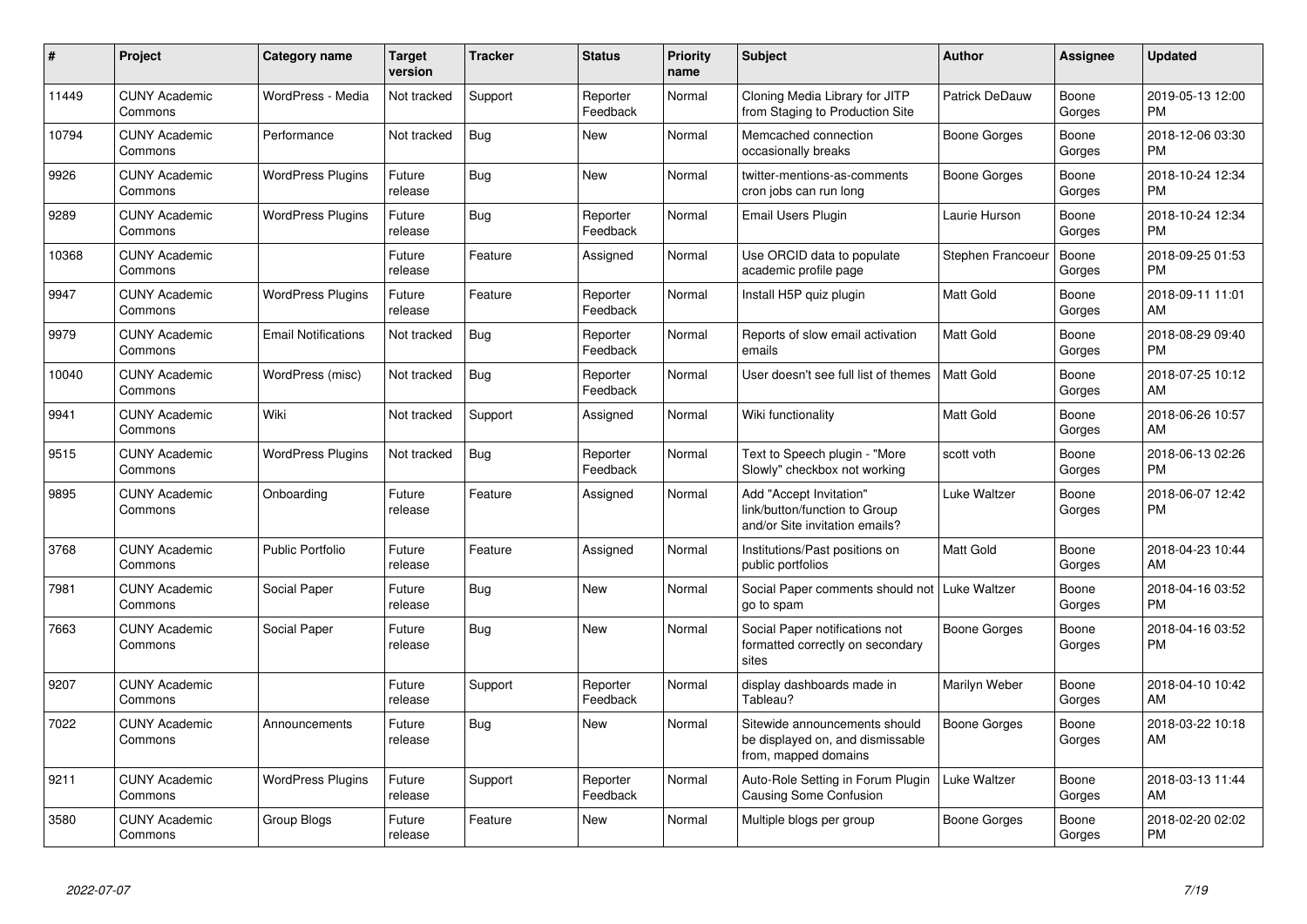| # | Project | Category name | Target version | Tracker | Status | Priority name | Subject | Author | Assignee | Updated |
|---|---|---|---|---|---|---|---|---|---|---|
| 11449 | CUNY Academic Commons | WordPress - Media | Not tracked | Support | Reporter Feedback | Normal | Cloning Media Library for JITP from Staging to Production Site | Patrick DeDauw | Boone Gorges | 2019-05-13 12:00 PM |
| 10794 | CUNY Academic Commons | Performance | Not tracked | Bug | New | Normal | Memcached connection occasionally breaks | Boone Gorges | Boone Gorges | 2018-12-06 03:30 PM |
| 9926 | CUNY Academic Commons | WordPress Plugins | Future release | Bug | New | Normal | twitter-mentions-as-comments cron jobs can run long | Boone Gorges | Boone Gorges | 2018-10-24 12:34 PM |
| 9289 | CUNY Academic Commons | WordPress Plugins | Future release | Bug | Reporter Feedback | Normal | Email Users Plugin | Laurie Hurson | Boone Gorges | 2018-10-24 12:34 PM |
| 10368 | CUNY Academic Commons | | Future release | Feature | Assigned | Normal | Use ORCID data to populate academic profile page | Stephen Francoeur | Boone Gorges | 2018-09-25 01:53 PM |
| 9947 | CUNY Academic Commons | WordPress Plugins | Future release | Feature | Reporter Feedback | Normal | Install H5P quiz plugin | Matt Gold | Boone Gorges | 2018-09-11 11:01 AM |
| 9979 | CUNY Academic Commons | Email Notifications | Not tracked | Bug | Reporter Feedback | Normal | Reports of slow email activation emails | Matt Gold | Boone Gorges | 2018-08-29 09:40 PM |
| 10040 | CUNY Academic Commons | WordPress (misc) | Not tracked | Bug | Reporter Feedback | Normal | User doesn't see full list of themes | Matt Gold | Boone Gorges | 2018-07-25 10:12 AM |
| 9941 | CUNY Academic Commons | Wiki | Not tracked | Support | Assigned | Normal | Wiki functionality | Matt Gold | Boone Gorges | 2018-06-26 10:57 AM |
| 9515 | CUNY Academic Commons | WordPress Plugins | Not tracked | Bug | Reporter Feedback | Normal | Text to Speech plugin - "More Slowly" checkbox not working | scott voth | Boone Gorges | 2018-06-13 02:26 PM |
| 9895 | CUNY Academic Commons | Onboarding | Future release | Feature | Assigned | Normal | Add "Accept Invitation" link/button/function to Group and/or Site invitation emails? | Luke Waltzer | Boone Gorges | 2018-06-07 12:42 PM |
| 3768 | CUNY Academic Commons | Public Portfolio | Future release | Feature | Assigned | Normal | Institutions/Past positions on public portfolios | Matt Gold | Boone Gorges | 2018-04-23 10:44 AM |
| 7981 | CUNY Academic Commons | Social Paper | Future release | Bug | New | Normal | Social Paper comments should not go to spam | Luke Waltzer | Boone Gorges | 2018-04-16 03:52 PM |
| 7663 | CUNY Academic Commons | Social Paper | Future release | Bug | New | Normal | Social Paper notifications not formatted correctly on secondary sites | Boone Gorges | Boone Gorges | 2018-04-16 03:52 PM |
| 9207 | CUNY Academic Commons | | Future release | Support | Reporter Feedback | Normal | display dashboards made in Tableau? | Marilyn Weber | Boone Gorges | 2018-04-10 10:42 AM |
| 7022 | CUNY Academic Commons | Announcements | Future release | Bug | New | Normal | Sitewide announcements should be displayed on, and dismissable from, mapped domains | Boone Gorges | Boone Gorges | 2018-03-22 10:18 AM |
| 9211 | CUNY Academic Commons | WordPress Plugins | Future release | Support | Reporter Feedback | Normal | Auto-Role Setting in Forum Plugin Causing Some Confusion | Luke Waltzer | Boone Gorges | 2018-03-13 11:44 AM |
| 3580 | CUNY Academic Commons | Group Blogs | Future release | Feature | New | Normal | Multiple blogs per group | Boone Gorges | Boone Gorges | 2018-02-20 02:02 PM |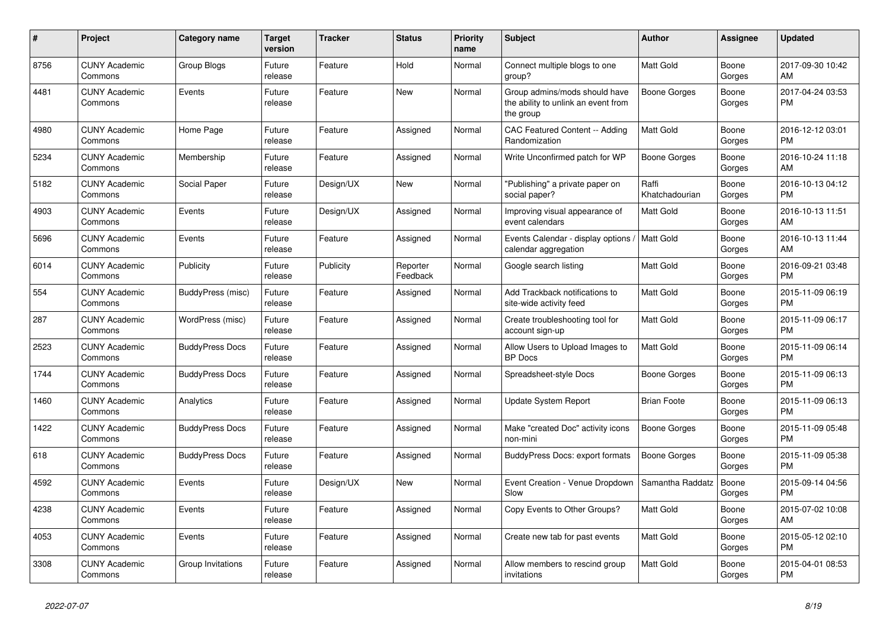| # | Project | Category name | Target version | Tracker | Status | Priority name | Subject | Author | Assignee | Updated |
|---|---|---|---|---|---|---|---|---|---|---|
| 8756 | CUNY Academic Commons | Group Blogs | Future release | Feature | Hold | Normal | Connect multiple blogs to one group? | Matt Gold | Boone Gorges | 2017-09-30 10:42 AM |
| 4481 | CUNY Academic Commons | Events | Future release | Feature | New | Normal | Group admins/mods should have the ability to unlink an event from the group | Boone Gorges | Boone Gorges | 2017-04-24 03:53 PM |
| 4980 | CUNY Academic Commons | Home Page | Future release | Feature | Assigned | Normal | CAC Featured Content -- Adding Randomization | Matt Gold | Boone Gorges | 2016-12-12 03:01 PM |
| 5234 | CUNY Academic Commons | Membership | Future release | Feature | Assigned | Normal | Write Unconfirmed patch for WP | Boone Gorges | Boone Gorges | 2016-10-24 11:18 AM |
| 5182 | CUNY Academic Commons | Social Paper | Future release | Design/UX | New | Normal | "Publishing" a private paper on social paper? | Raffi Khatchadourian | Boone Gorges | 2016-10-13 04:12 PM |
| 4903 | CUNY Academic Commons | Events | Future release | Design/UX | Assigned | Normal | Improving visual appearance of event calendars | Matt Gold | Boone Gorges | 2016-10-13 11:51 AM |
| 5696 | CUNY Academic Commons | Events | Future release | Feature | Assigned | Normal | Events Calendar - display options / calendar aggregation | Matt Gold | Boone Gorges | 2016-10-13 11:44 AM |
| 6014 | CUNY Academic Commons | Publicity | Future release | Publicity | Reporter Feedback | Normal | Google search listing | Matt Gold | Boone Gorges | 2016-09-21 03:48 PM |
| 554 | CUNY Academic Commons | BuddyPress (misc) | Future release | Feature | Assigned | Normal | Add Trackback notifications to site-wide activity feed | Matt Gold | Boone Gorges | 2015-11-09 06:19 PM |
| 287 | CUNY Academic Commons | WordPress (misc) | Future release | Feature | Assigned | Normal | Create troubleshooting tool for account sign-up | Matt Gold | Boone Gorges | 2015-11-09 06:17 PM |
| 2523 | CUNY Academic Commons | BuddyPress Docs | Future release | Feature | Assigned | Normal | Allow Users to Upload Images to BP Docs | Matt Gold | Boone Gorges | 2015-11-09 06:14 PM |
| 1744 | CUNY Academic Commons | BuddyPress Docs | Future release | Feature | Assigned | Normal | Spreadsheet-style Docs | Boone Gorges | Boone Gorges | 2015-11-09 06:13 PM |
| 1460 | CUNY Academic Commons | Analytics | Future release | Feature | Assigned | Normal | Update System Report | Brian Foote | Boone Gorges | 2015-11-09 06:13 PM |
| 1422 | CUNY Academic Commons | BuddyPress Docs | Future release | Feature | Assigned | Normal | Make "created Doc" activity icons non-mini | Boone Gorges | Boone Gorges | 2015-11-09 05:48 PM |
| 618 | CUNY Academic Commons | BuddyPress Docs | Future release | Feature | Assigned | Normal | BuddyPress Docs: export formats | Boone Gorges | Boone Gorges | 2015-11-09 05:38 PM |
| 4592 | CUNY Academic Commons | Events | Future release | Design/UX | New | Normal | Event Creation - Venue Dropdown Slow | Samantha Raddatz | Boone Gorges | 2015-09-14 04:56 PM |
| 4238 | CUNY Academic Commons | Events | Future release | Feature | Assigned | Normal | Copy Events to Other Groups? | Matt Gold | Boone Gorges | 2015-07-02 10:08 AM |
| 4053 | CUNY Academic Commons | Events | Future release | Feature | Assigned | Normal | Create new tab for past events | Matt Gold | Boone Gorges | 2015-05-12 02:10 PM |
| 3308 | CUNY Academic Commons | Group Invitations | Future release | Feature | Assigned | Normal | Allow members to rescind group invitations | Matt Gold | Boone Gorges | 2015-04-01 08:53 PM |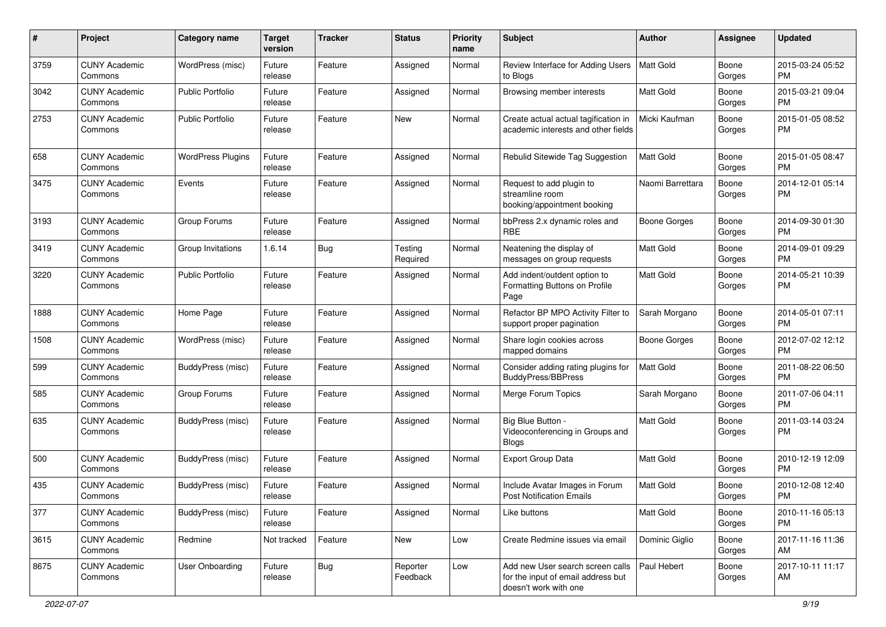| # | Project | Category name | Target version | Tracker | Status | Priority name | Subject | Author | Assignee | Updated |
|---|---|---|---|---|---|---|---|---|---|---|
| 3759 | CUNY Academic Commons | WordPress (misc) | Future release | Feature | Assigned | Normal | Review Interface for Adding Users to Blogs | Matt Gold | Boone Gorges | 2015-03-24 05:52 PM |
| 3042 | CUNY Academic Commons | Public Portfolio | Future release | Feature | Assigned | Normal | Browsing member interests | Matt Gold | Boone Gorges | 2015-03-21 09:04 PM |
| 2753 | CUNY Academic Commons | Public Portfolio | Future release | Feature | New | Normal | Create actual actual tagification in academic interests and other fields | Micki Kaufman | Boone Gorges | 2015-01-05 08:52 PM |
| 658 | CUNY Academic Commons | WordPress Plugins | Future release | Feature | Assigned | Normal | Rebulid Sitewide Tag Suggestion | Matt Gold | Boone Gorges | 2015-01-05 08:47 PM |
| 3475 | CUNY Academic Commons | Events | Future release | Feature | Assigned | Normal | Request to add plugin to streamline room booking/appointment booking | Naomi Barrettara | Boone Gorges | 2014-12-01 05:14 PM |
| 3193 | CUNY Academic Commons | Group Forums | Future release | Feature | Assigned | Normal | bbPress 2.x dynamic roles and RBE | Boone Gorges | Boone Gorges | 2014-09-30 01:30 PM |
| 3419 | CUNY Academic Commons | Group Invitations | 1.6.14 | Bug | Testing Required | Normal | Neatening the display of messages on group requests | Matt Gold | Boone Gorges | 2014-09-01 09:29 PM |
| 3220 | CUNY Academic Commons | Public Portfolio | Future release | Feature | Assigned | Normal | Add indent/outdent option to Formatting Buttons on Profile Page | Matt Gold | Boone Gorges | 2014-05-21 10:39 PM |
| 1888 | CUNY Academic Commons | Home Page | Future release | Feature | Assigned | Normal | Refactor BP MPO Activity Filter to support proper pagination | Sarah Morgano | Boone Gorges | 2014-05-01 07:11 PM |
| 1508 | CUNY Academic Commons | WordPress (misc) | Future release | Feature | Assigned | Normal | Share login cookies across mapped domains | Boone Gorges | Boone Gorges | 2012-07-02 12:12 PM |
| 599 | CUNY Academic Commons | BuddyPress (misc) | Future release | Feature | Assigned | Normal | Consider adding rating plugins for BuddyPress/BBPress | Matt Gold | Boone Gorges | 2011-08-22 06:50 PM |
| 585 | CUNY Academic Commons | Group Forums | Future release | Feature | Assigned | Normal | Merge Forum Topics | Sarah Morgano | Boone Gorges | 2011-07-06 04:11 PM |
| 635 | CUNY Academic Commons | BuddyPress (misc) | Future release | Feature | Assigned | Normal | Big Blue Button - Videoconferencing in Groups and Blogs | Matt Gold | Boone Gorges | 2011-03-14 03:24 PM |
| 500 | CUNY Academic Commons | BuddyPress (misc) | Future release | Feature | Assigned | Normal | Export Group Data | Matt Gold | Boone Gorges | 2010-12-19 12:09 PM |
| 435 | CUNY Academic Commons | BuddyPress (misc) | Future release | Feature | Assigned | Normal | Include Avatar Images in Forum Post Notification Emails | Matt Gold | Boone Gorges | 2010-12-08 12:40 PM |
| 377 | CUNY Academic Commons | BuddyPress (misc) | Future release | Feature | Assigned | Normal | Like buttons | Matt Gold | Boone Gorges | 2010-11-16 05:13 PM |
| 3615 | CUNY Academic Commons | Redmine | Not tracked | Feature | New | Low | Create Redmine issues via email | Dominic Giglio | Boone Gorges | 2017-11-16 11:36 AM |
| 8675 | CUNY Academic Commons | User Onboarding | Future release | Bug | Reporter Feedback | Low | Add new User search screen calls for the input of email address but doesn't work with one | Paul Hebert | Boone Gorges | 2017-10-11 11:17 AM |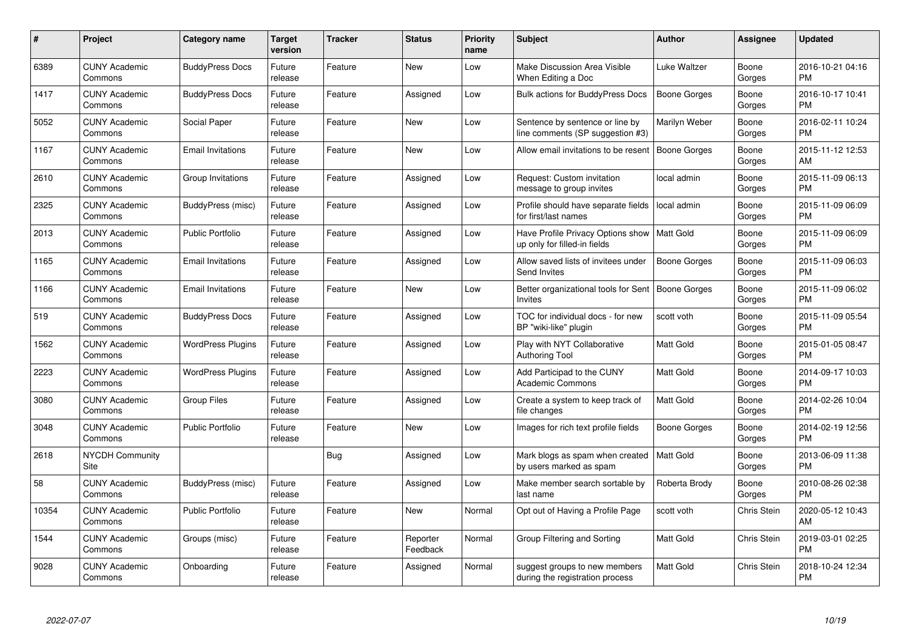| # | Project | Category name | Target version | Tracker | Status | Priority name | Subject | Author | Assignee | Updated |
|---|---|---|---|---|---|---|---|---|---|---|
| 6389 | CUNY Academic Commons | BuddyPress Docs | Future release | Feature | New | Low | Make Discussion Area Visible When Editing a Doc | Luke Waltzer | Boone Gorges | 2016-10-21 04:16 PM |
| 1417 | CUNY Academic Commons | BuddyPress Docs | Future release | Feature | Assigned | Low | Bulk actions for BuddyPress Docs | Boone Gorges | Boone Gorges | 2016-10-17 10:41 PM |
| 5052 | CUNY Academic Commons | Social Paper | Future release | Feature | New | Low | Sentence by sentence or line by line comments (SP suggestion #3) | Marilyn Weber | Boone Gorges | 2016-02-11 10:24 PM |
| 1167 | CUNY Academic Commons | Email Invitations | Future release | Feature | New | Low | Allow email invitations to be resent | Boone Gorges | Boone Gorges | 2015-11-12 12:53 AM |
| 2610 | CUNY Academic Commons | Group Invitations | Future release | Feature | Assigned | Low | Request: Custom invitation message to group invites | local admin | Boone Gorges | 2015-11-09 06:13 PM |
| 2325 | CUNY Academic Commons | BuddyPress (misc) | Future release | Feature | Assigned | Low | Profile should have separate fields for first/last names | local admin | Boone Gorges | 2015-11-09 06:09 PM |
| 2013 | CUNY Academic Commons | Public Portfolio | Future release | Feature | Assigned | Low | Have Profile Privacy Options show up only for filled-in fields | Matt Gold | Boone Gorges | 2015-11-09 06:09 PM |
| 1165 | CUNY Academic Commons | Email Invitations | Future release | Feature | Assigned | Low | Allow saved lists of invitees under Send Invites | Boone Gorges | Boone Gorges | 2015-11-09 06:03 PM |
| 1166 | CUNY Academic Commons | Email Invitations | Future release | Feature | New | Low | Better organizational tools for Sent Invites | Boone Gorges | Boone Gorges | 2015-11-09 06:02 PM |
| 519 | CUNY Academic Commons | BuddyPress Docs | Future release | Feature | Assigned | Low | TOC for individual docs - for new BP "wiki-like" plugin | scott voth | Boone Gorges | 2015-11-09 05:54 PM |
| 1562 | CUNY Academic Commons | WordPress Plugins | Future release | Feature | Assigned | Low | Play with NYT Collaborative Authoring Tool | Matt Gold | Boone Gorges | 2015-01-05 08:47 PM |
| 2223 | CUNY Academic Commons | WordPress Plugins | Future release | Feature | Assigned | Low | Add Participad to the CUNY Academic Commons | Matt Gold | Boone Gorges | 2014-09-17 10:03 PM |
| 3080 | CUNY Academic Commons | Group Files | Future release | Feature | Assigned | Low | Create a system to keep track of file changes | Matt Gold | Boone Gorges | 2014-02-26 10:04 PM |
| 3048 | CUNY Academic Commons | Public Portfolio | Future release | Feature | New | Low | Images for rich text profile fields | Boone Gorges | Boone Gorges | 2014-02-19 12:56 PM |
| 2618 | NYCDH Community Site | | | Bug | Assigned | Low | Mark blogs as spam when created by users marked as spam | Matt Gold | Boone Gorges | 2013-06-09 11:38 PM |
| 58 | CUNY Academic Commons | BuddyPress (misc) | Future release | Feature | Assigned | Low | Make member search sortable by last name | Roberta Brody | Boone Gorges | 2010-08-26 02:38 PM |
| 10354 | CUNY Academic Commons | Public Portfolio | Future release | Feature | New | Normal | Opt out of Having a Profile Page | scott voth | Chris Stein | 2020-05-12 10:43 AM |
| 1544 | CUNY Academic Commons | Groups (misc) | Future release | Feature | Reporter Feedback | Normal | Group Filtering and Sorting | Matt Gold | Chris Stein | 2019-03-01 02:25 PM |
| 9028 | CUNY Academic Commons | Onboarding | Future release | Feature | Assigned | Normal | suggest groups to new members during the registration process | Matt Gold | Chris Stein | 2018-10-24 12:34 PM |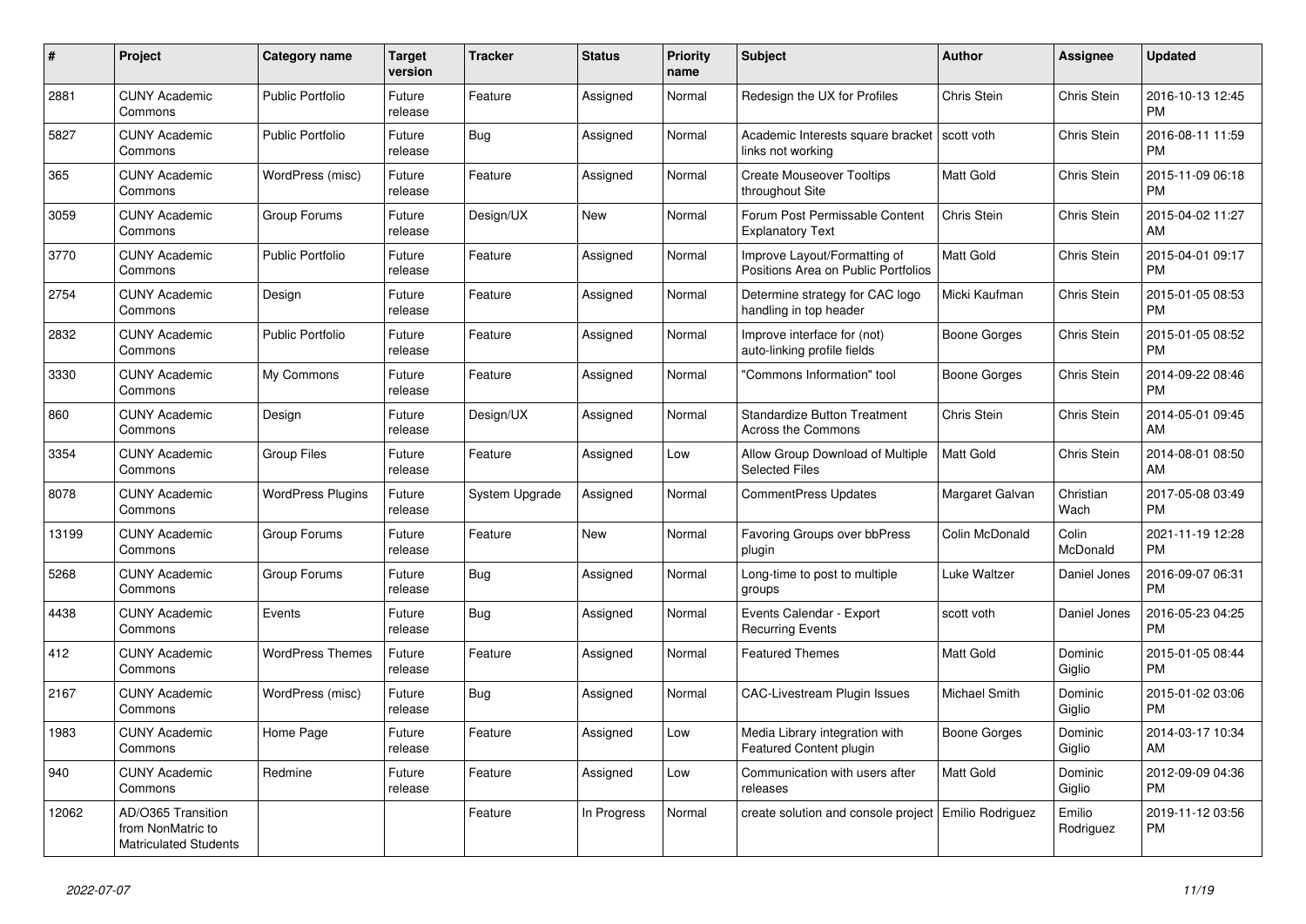| # | Project | Category name | Target version | Tracker | Status | Priority name | Subject | Author | Assignee | Updated |
|---|---|---|---|---|---|---|---|---|---|---|
| 2881 | CUNY Academic Commons | Public Portfolio | Future release | Feature | Assigned | Normal | Redesign the UX for Profiles | Chris Stein | Chris Stein | 2016-10-13 12:45 PM |
| 5827 | CUNY Academic Commons | Public Portfolio | Future release | Bug | Assigned | Normal | Academic Interests square bracket links not working | scott voth | Chris Stein | 2016-08-11 11:59 PM |
| 365 | CUNY Academic Commons | WordPress (misc) | Future release | Feature | Assigned | Normal | Create Mouseover Tooltips throughout Site | Matt Gold | Chris Stein | 2015-11-09 06:18 PM |
| 3059 | CUNY Academic Commons | Group Forums | Future release | Design/UX | New | Normal | Forum Post Permissable Content Explanatory Text | Chris Stein | Chris Stein | 2015-04-02 11:27 AM |
| 3770 | CUNY Academic Commons | Public Portfolio | Future release | Feature | Assigned | Normal | Improve Layout/Formatting of Positions Area on Public Portfolios | Matt Gold | Chris Stein | 2015-04-01 09:17 PM |
| 2754 | CUNY Academic Commons | Design | Future release | Feature | Assigned | Normal | Determine strategy for CAC logo handling in top header | Micki Kaufman | Chris Stein | 2015-01-05 08:53 PM |
| 2832 | CUNY Academic Commons | Public Portfolio | Future release | Feature | Assigned | Normal | Improve interface for (not) auto-linking profile fields | Boone Gorges | Chris Stein | 2015-01-05 08:52 PM |
| 3330 | CUNY Academic Commons | My Commons | Future release | Feature | Assigned | Normal | "Commons Information" tool | Boone Gorges | Chris Stein | 2014-09-22 08:46 PM |
| 860 | CUNY Academic Commons | Design | Future release | Design/UX | Assigned | Normal | Standardize Button Treatment Across the Commons | Chris Stein | Chris Stein | 2014-05-01 09:45 AM |
| 3354 | CUNY Academic Commons | Group Files | Future release | Feature | Assigned | Low | Allow Group Download of Multiple Selected Files | Matt Gold | Chris Stein | 2014-08-01 08:50 AM |
| 8078 | CUNY Academic Commons | WordPress Plugins | Future release | System Upgrade | Assigned | Normal | CommentPress Updates | Margaret Galvan | Christian Wach | 2017-05-08 03:49 PM |
| 13199 | CUNY Academic Commons | Group Forums | Future release | Feature | New | Normal | Favoring Groups over bbPress plugin | Colin McDonald | Colin McDonald | 2021-11-19 12:28 PM |
| 5268 | CUNY Academic Commons | Group Forums | Future release | Bug | Assigned | Normal | Long-time to post to multiple groups | Luke Waltzer | Daniel Jones | 2016-09-07 06:31 PM |
| 4438 | CUNY Academic Commons | Events | Future release | Bug | Assigned | Normal | Events Calendar - Export Recurring Events | scott voth | Daniel Jones | 2016-05-23 04:25 PM |
| 412 | CUNY Academic Commons | WordPress Themes | Future release | Feature | Assigned | Normal | Featured Themes | Matt Gold | Dominic Giglio | 2015-01-05 08:44 PM |
| 2167 | CUNY Academic Commons | WordPress (misc) | Future release | Bug | Assigned | Normal | CAC-Livestream Plugin Issues | Michael Smith | Dominic Giglio | 2015-01-02 03:06 PM |
| 1983 | CUNY Academic Commons | Home Page | Future release | Feature | Assigned | Low | Media Library integration with Featured Content plugin | Boone Gorges | Dominic Giglio | 2014-03-17 10:34 AM |
| 940 | CUNY Academic Commons | Redmine | Future release | Feature | Assigned | Low | Communication with users after releases | Matt Gold | Dominic Giglio | 2012-09-09 04:36 PM |
| 12062 | AD/O365 Transition from NonMatric to Matriculated Students | | | Feature | In Progress | Normal | create solution and console project | Emilio Rodriguez | Emilio Rodriguez | 2019-11-12 03:56 PM |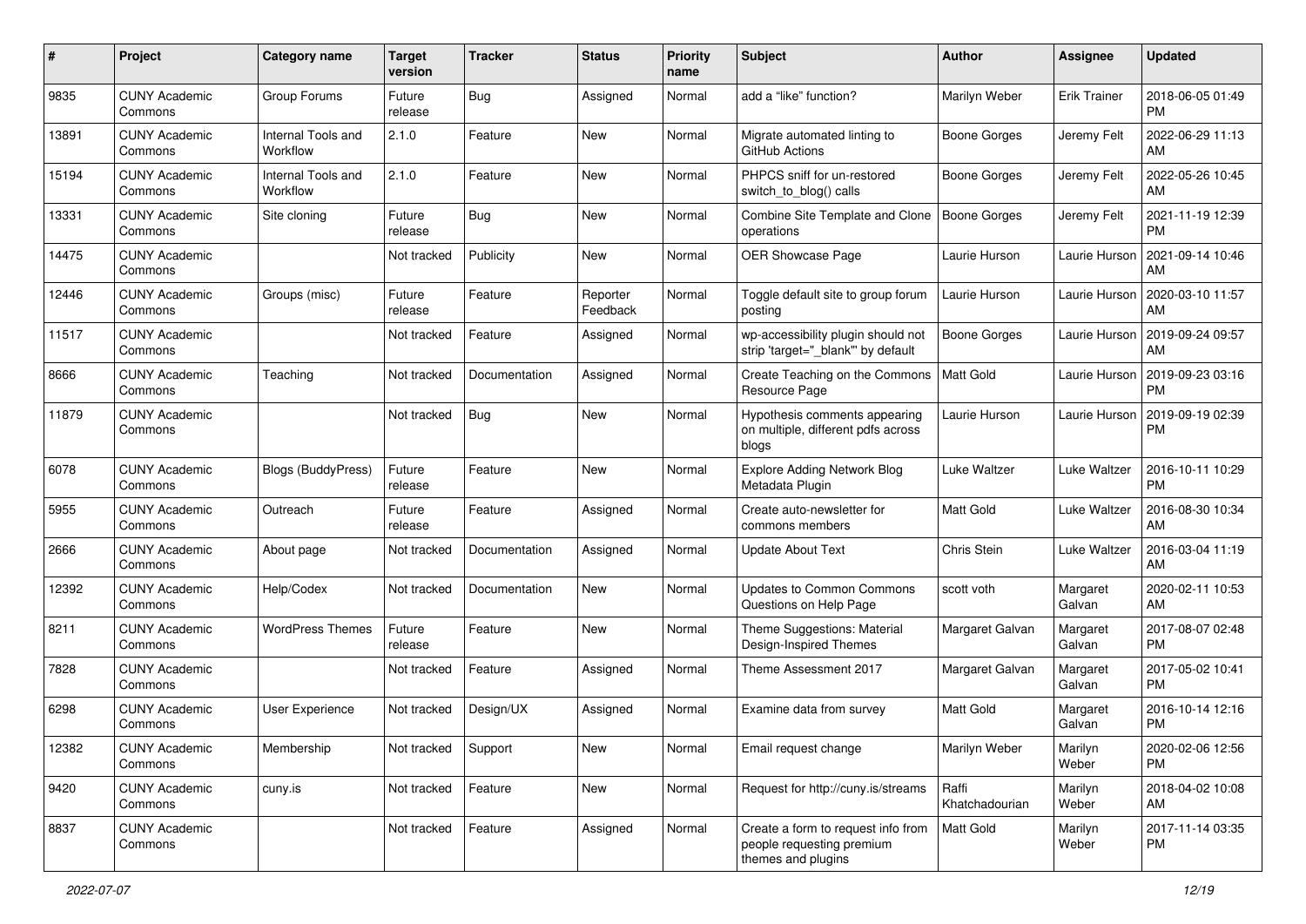| # | Project | Category name | Target version | Tracker | Status | Priority name | Subject | Author | Assignee | Updated |
|---|---|---|---|---|---|---|---|---|---|---|
| 9835 | CUNY Academic Commons | Group Forums | Future release | Bug | Assigned | Normal | add a "like" function? | Marilyn Weber | Erik Trainer | 2018-06-05 01:49 PM |
| 13891 | CUNY Academic Commons | Internal Tools and Workflow | 2.1.0 | Feature | New | Normal | Migrate automated linting to GitHub Actions | Boone Gorges | Jeremy Felt | 2022-06-29 11:13 AM |
| 15194 | CUNY Academic Commons | Internal Tools and Workflow | 2.1.0 | Feature | New | Normal | PHPCS sniff for un-restored switch_to_blog() calls | Boone Gorges | Jeremy Felt | 2022-05-26 10:45 AM |
| 13331 | CUNY Academic Commons | Site cloning | Future release | Bug | New | Normal | Combine Site Template and Clone operations | Boone Gorges | Jeremy Felt | 2021-11-19 12:39 PM |
| 14475 | CUNY Academic Commons | | Not tracked | Publicity | New | Normal | OER Showcase Page | Laurie Hurson | Laurie Hurson | 2021-09-14 10:46 AM |
| 12446 | CUNY Academic Commons | Groups (misc) | Future release | Feature | Reporter Feedback | Normal | Toggle default site to group forum posting | Laurie Hurson | Laurie Hurson | 2020-03-10 11:57 AM |
| 11517 | CUNY Academic Commons | | Not tracked | Feature | Assigned | Normal | wp-accessibility plugin should not strip 'target="_blank"' by default | Boone Gorges | Laurie Hurson | 2019-09-24 09:57 AM |
| 8666 | CUNY Academic Commons | Teaching | Not tracked | Documentation | Assigned | Normal | Create Teaching on the Commons Resource Page | Matt Gold | Laurie Hurson | 2019-09-23 03:16 PM |
| 11879 | CUNY Academic Commons | | Not tracked | Bug | New | Normal | Hypothesis comments appearing on multiple, different pdfs across blogs | Laurie Hurson | Laurie Hurson | 2019-09-19 02:39 PM |
| 6078 | CUNY Academic Commons | Blogs (BuddyPress) | Future release | Feature | New | Normal | Explore Adding Network Blog Metadata Plugin | Luke Waltzer | Luke Waltzer | 2016-10-11 10:29 PM |
| 5955 | CUNY Academic Commons | Outreach | Future release | Feature | Assigned | Normal | Create auto-newsletter for commons members | Matt Gold | Luke Waltzer | 2016-08-30 10:34 AM |
| 2666 | CUNY Academic Commons | About page | Not tracked | Documentation | Assigned | Normal | Update About Text | Chris Stein | Luke Waltzer | 2016-03-04 11:19 AM |
| 12392 | CUNY Academic Commons | Help/Codex | Not tracked | Documentation | New | Normal | Updates to Common Commons Questions on Help Page | scott voth | Margaret Galvan | 2020-02-11 10:53 AM |
| 8211 | CUNY Academic Commons | WordPress Themes | Future release | Feature | New | Normal | Theme Suggestions: Material Design-Inspired Themes | Margaret Galvan | Margaret Galvan | 2017-08-07 02:48 PM |
| 7828 | CUNY Academic Commons | | Not tracked | Feature | Assigned | Normal | Theme Assessment 2017 | Margaret Galvan | Margaret Galvan | 2017-05-02 10:41 PM |
| 6298 | CUNY Academic Commons | User Experience | Not tracked | Design/UX | Assigned | Normal | Examine data from survey | Matt Gold | Margaret Galvan | 2016-10-14 12:16 PM |
| 12382 | CUNY Academic Commons | Membership | Not tracked | Support | New | Normal | Email request change | Marilyn Weber | Marilyn Weber | 2020-02-06 12:56 PM |
| 9420 | CUNY Academic Commons | cuny.is | Not tracked | Feature | New | Normal | Request for http://cuny.is/streams | Raffi Khatchadourian | Marilyn Weber | 2018-04-02 10:08 AM |
| 8837 | CUNY Academic Commons | | Not tracked | Feature | Assigned | Normal | Create a form to request info from people requesting premium themes and plugins | Matt Gold | Marilyn Weber | 2017-11-14 03:35 PM |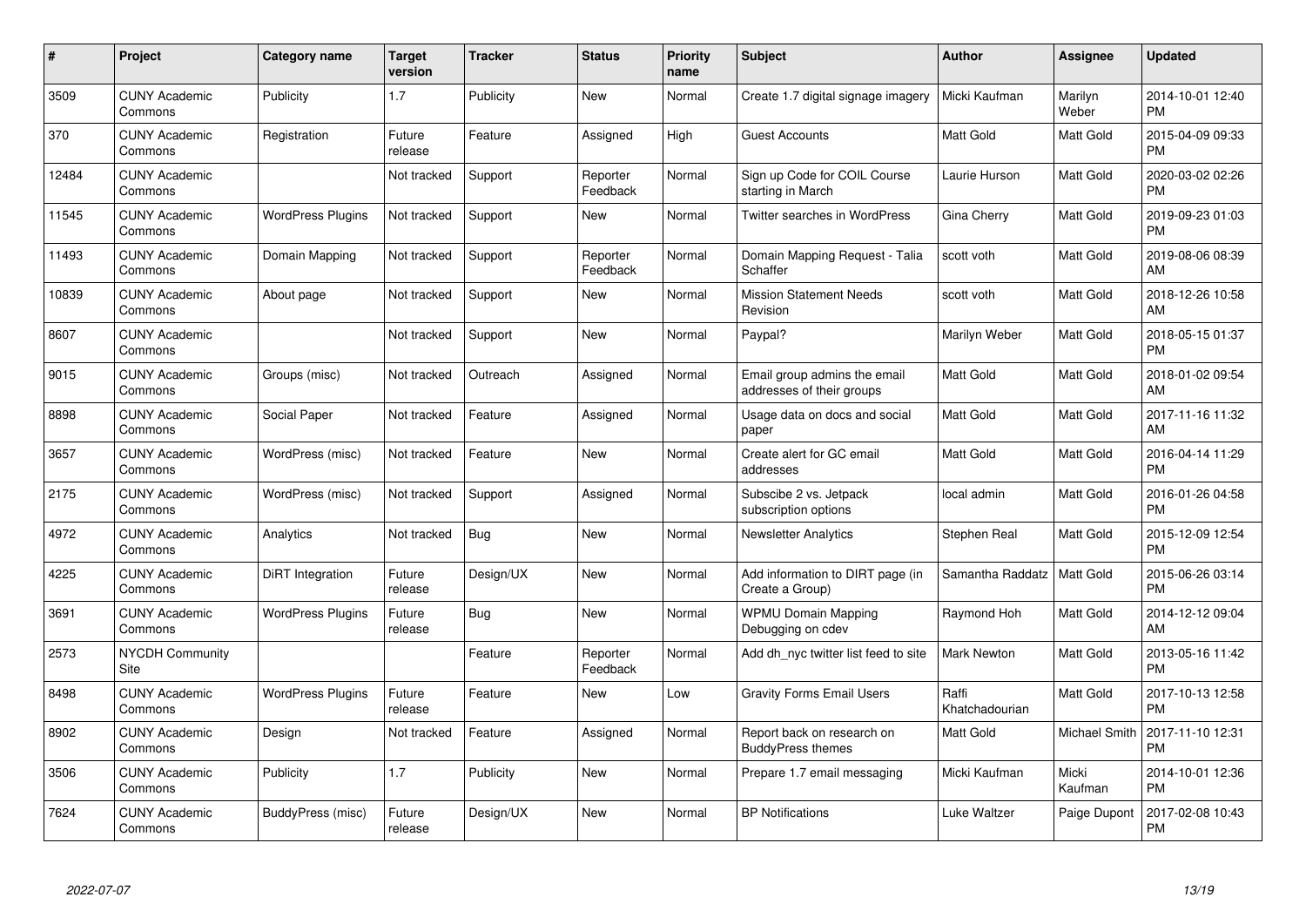| # | Project | Category name | Target version | Tracker | Status | Priority name | Subject | Author | Assignee | Updated |
|---|---|---|---|---|---|---|---|---|---|---|
| 3509 | CUNY Academic Commons | Publicity | 1.7 | Publicity | New | Normal | Create 1.7 digital signage imagery | Micki Kaufman | Marilyn Weber | 2014-10-01 12:40 PM |
| 370 | CUNY Academic Commons | Registration | Future release | Feature | Assigned | High | Guest Accounts | Matt Gold | Matt Gold | 2015-04-09 09:33 PM |
| 12484 | CUNY Academic Commons | | Not tracked | Support | Reporter Feedback | Normal | Sign up Code for COIL Course starting in March | Laurie Hurson | Matt Gold | 2020-03-02 02:26 PM |
| 11545 | CUNY Academic Commons | WordPress Plugins | Not tracked | Support | New | Normal | Twitter searches in WordPress | Gina Cherry | Matt Gold | 2019-09-23 01:03 PM |
| 11493 | CUNY Academic Commons | Domain Mapping | Not tracked | Support | Reporter Feedback | Normal | Domain Mapping Request - Talia Schaffer | scott voth | Matt Gold | 2019-08-06 08:39 AM |
| 10839 | CUNY Academic Commons | About page | Not tracked | Support | New | Normal | Mission Statement Needs Revision | scott voth | Matt Gold | 2018-12-26 10:58 AM |
| 8607 | CUNY Academic Commons | | Not tracked | Support | New | Normal | Paypal? | Marilyn Weber | Matt Gold | 2018-05-15 01:37 PM |
| 9015 | CUNY Academic Commons | Groups (misc) | Not tracked | Outreach | Assigned | Normal | Email group admins the email addresses of their groups | Matt Gold | Matt Gold | 2018-01-02 09:54 AM |
| 8898 | CUNY Academic Commons | Social Paper | Not tracked | Feature | Assigned | Normal | Usage data on docs and social paper | Matt Gold | Matt Gold | 2017-11-16 11:32 AM |
| 3657 | CUNY Academic Commons | WordPress (misc) | Not tracked | Feature | New | Normal | Create alert for GC email addresses | Matt Gold | Matt Gold | 2016-04-14 11:29 PM |
| 2175 | CUNY Academic Commons | WordPress (misc) | Not tracked | Support | Assigned | Normal | Subscibe 2 vs. Jetpack subscription options | local admin | Matt Gold | 2016-01-26 04:58 PM |
| 4972 | CUNY Academic Commons | Analytics | Not tracked | Bug | New | Normal | Newsletter Analytics | Stephen Real | Matt Gold | 2015-12-09 12:54 PM |
| 4225 | CUNY Academic Commons | DiRT Integration | Future release | Design/UX | New | Normal | Add information to DIRT page (in Create a Group) | Samantha Raddatz | Matt Gold | 2015-06-26 03:14 PM |
| 3691 | CUNY Academic Commons | WordPress Plugins | Future release | Bug | New | Normal | WPMU Domain Mapping Debugging on cdev | Raymond Hoh | Matt Gold | 2014-12-12 09:04 AM |
| 2573 | NYCDH Community Site | | | Feature | Reporter Feedback | Normal | Add dh_nyc twitter list feed to site | Mark Newton | Matt Gold | 2013-05-16 11:42 PM |
| 8498 | CUNY Academic Commons | WordPress Plugins | Future release | Feature | New | Low | Gravity Forms Email Users | Raffi Khatchadourian | Matt Gold | 2017-10-13 12:58 PM |
| 8902 | CUNY Academic Commons | Design | Not tracked | Feature | Assigned | Normal | Report back on research on BuddyPress themes | Matt Gold | Michael Smith | 2017-11-10 12:31 PM |
| 3506 | CUNY Academic Commons | Publicity | 1.7 | Publicity | New | Normal | Prepare 1.7 email messaging | Micki Kaufman | Micki Kaufman | 2014-10-01 12:36 PM |
| 7624 | CUNY Academic Commons | BuddyPress (misc) | Future release | Design/UX | New | Normal | BP Notifications | Luke Waltzer | Paige Dupont | 2017-02-08 10:43 PM |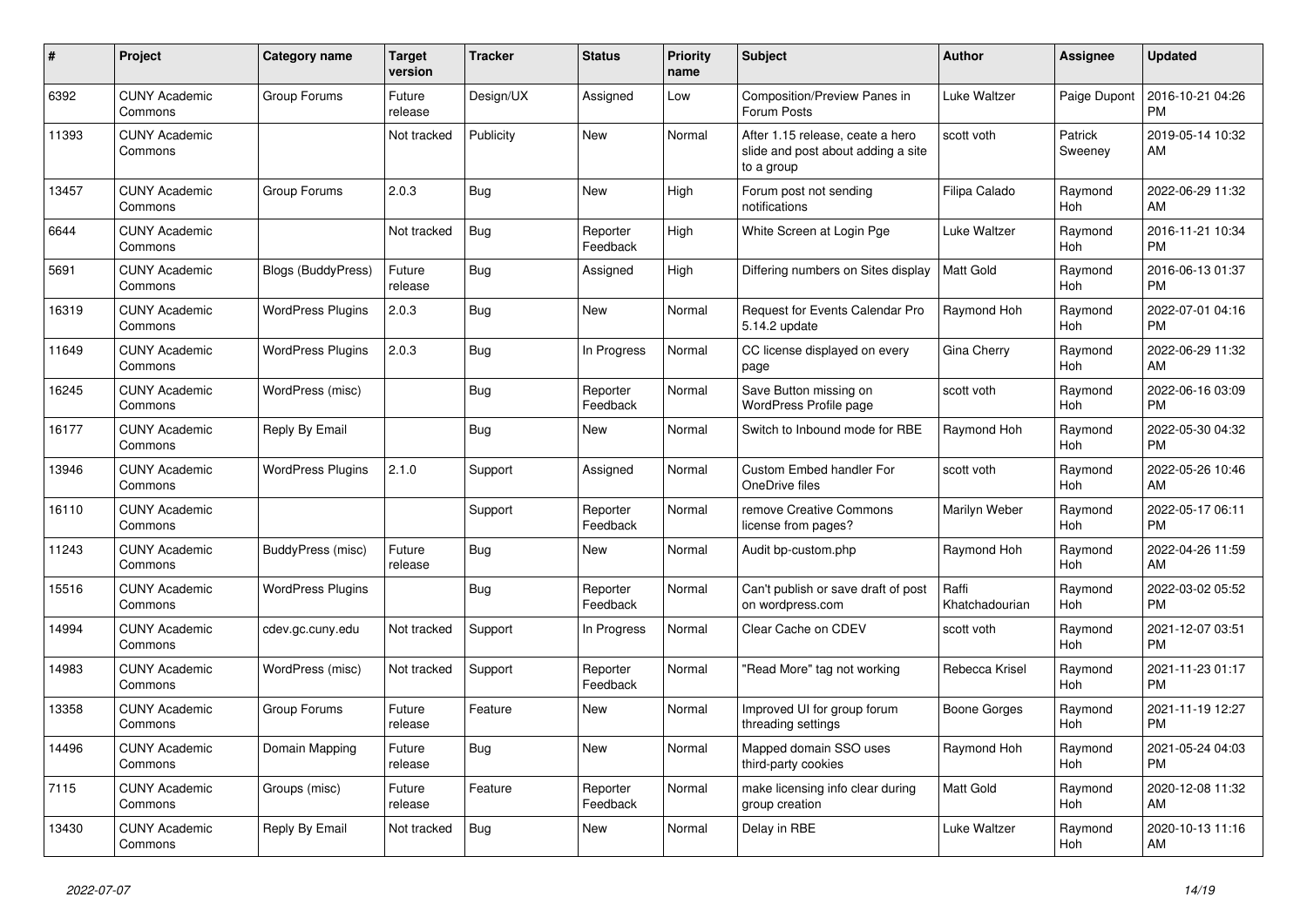| # | Project | Category name | Target version | Tracker | Status | Priority name | Subject | Author | Assignee | Updated |
|---|---|---|---|---|---|---|---|---|---|---|
| 6392 | CUNY Academic Commons | Group Forums | Future release | Design/UX | Assigned | Low | Composition/Preview Panes in Forum Posts | Luke Waltzer | Paige Dupont | 2016-10-21 04:26 PM |
| 11393 | CUNY Academic Commons | | Not tracked | Publicity | New | Normal | After 1.15 release, ceate a hero slide and post about adding a site to a group | scott voth | Patrick Sweeney | 2019-05-14 10:32 AM |
| 13457 | CUNY Academic Commons | Group Forums | 2.0.3 | Bug | New | High | Forum post not sending notifications | Filipa Calado | Raymond Hoh | 2022-06-29 11:32 AM |
| 6644 | CUNY Academic Commons | | Not tracked | Bug | Reporter Feedback | High | White Screen at Login Pge | Luke Waltzer | Raymond Hoh | 2016-11-21 10:34 PM |
| 5691 | CUNY Academic Commons | Blogs (BuddyPress) | Future release | Bug | Assigned | High | Differing numbers on Sites display | Matt Gold | Raymond Hoh | 2016-06-13 01:37 PM |
| 16319 | CUNY Academic Commons | WordPress Plugins | 2.0.3 | Bug | New | Normal | Request for Events Calendar Pro 5.14.2 update | Raymond Hoh | Raymond Hoh | 2022-07-01 04:16 PM |
| 11649 | CUNY Academic Commons | WordPress Plugins | 2.0.3 | Bug | In Progress | Normal | CC license displayed on every page | Gina Cherry | Raymond Hoh | 2022-06-29 11:32 AM |
| 16245 | CUNY Academic Commons | WordPress (misc) | | Bug | Reporter Feedback | Normal | Save Button missing on WordPress Profile page | scott voth | Raymond Hoh | 2022-06-16 03:09 PM |
| 16177 | CUNY Academic Commons | Reply By Email | | Bug | New | Normal | Switch to Inbound mode for RBE | Raymond Hoh | Raymond Hoh | 2022-05-30 04:32 PM |
| 13946 | CUNY Academic Commons | WordPress Plugins | 2.1.0 | Support | Assigned | Normal | Custom Embed handler For OneDrive files | scott voth | Raymond Hoh | 2022-05-26 10:46 AM |
| 16110 | CUNY Academic Commons | | | Support | Reporter Feedback | Normal | remove Creative Commons license from pages? | Marilyn Weber | Raymond Hoh | 2022-05-17 06:11 PM |
| 11243 | CUNY Academic Commons | BuddyPress (misc) | Future release | Bug | New | Normal | Audit bp-custom.php | Raymond Hoh | Raymond Hoh | 2022-04-26 11:59 AM |
| 15516 | CUNY Academic Commons | WordPress Plugins | | Bug | Reporter Feedback | Normal | Can't publish or save draft of post on wordpress.com | Raffi Khatchadourian | Raymond Hoh | 2022-03-02 05:52 PM |
| 14994 | CUNY Academic Commons | cdev.gc.cuny.edu | Not tracked | Support | In Progress | Normal | Clear Cache on CDEV | scott voth | Raymond Hoh | 2021-12-07 03:51 PM |
| 14983 | CUNY Academic Commons | WordPress (misc) | Not tracked | Support | Reporter Feedback | Normal | "Read More" tag not working | Rebecca Krisel | Raymond Hoh | 2021-11-23 01:17 PM |
| 13358 | CUNY Academic Commons | Group Forums | Future release | Feature | New | Normal | Improved UI for group forum threading settings | Boone Gorges | Raymond Hoh | 2021-11-19 12:27 PM |
| 14496 | CUNY Academic Commons | Domain Mapping | Future release | Bug | New | Normal | Mapped domain SSO uses third-party cookies | Raymond Hoh | Raymond Hoh | 2021-05-24 04:03 PM |
| 7115 | CUNY Academic Commons | Groups (misc) | Future release | Feature | Reporter Feedback | Normal | make licensing info clear during group creation | Matt Gold | Raymond Hoh | 2020-12-08 11:32 AM |
| 13430 | CUNY Academic Commons | Reply By Email | Not tracked | Bug | New | Normal | Delay in RBE | Luke Waltzer | Raymond Hoh | 2020-10-13 11:16 AM |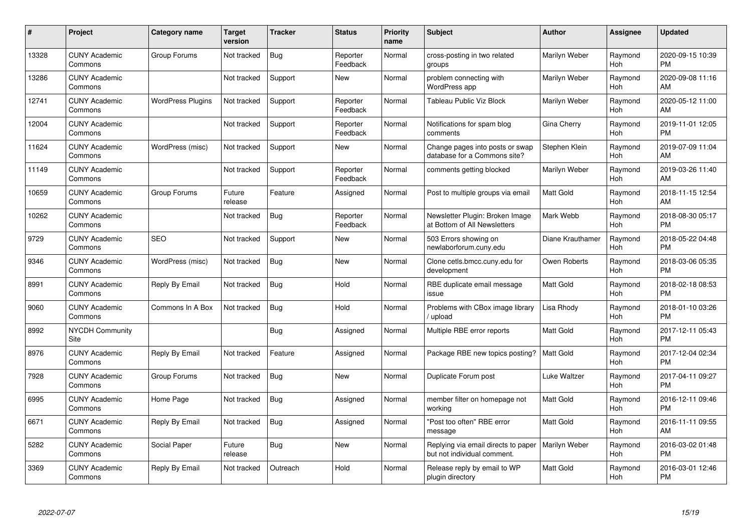| # | Project | Category name | Target version | Tracker | Status | Priority name | Subject | Author | Assignee | Updated |
|---|---|---|---|---|---|---|---|---|---|---|
| 13328 | CUNY Academic Commons | Group Forums | Not tracked | Bug | Reporter Feedback | Normal | cross-posting in two related groups | Marilyn Weber | Raymond Hoh | 2020-09-15 10:39 PM |
| 13286 | CUNY Academic Commons | | Not tracked | Support | New | Normal | problem connecting with WordPress app | Marilyn Weber | Raymond Hoh | 2020-09-08 11:16 AM |
| 12741 | CUNY Academic Commons | WordPress Plugins | Not tracked | Support | Reporter Feedback | Normal | Tableau Public Viz Block | Marilyn Weber | Raymond Hoh | 2020-05-12 11:00 AM |
| 12004 | CUNY Academic Commons | | Not tracked | Support | Reporter Feedback | Normal | Notifications for spam blog comments | Gina Cherry | Raymond Hoh | 2019-11-01 12:05 PM |
| 11624 | CUNY Academic Commons | WordPress (misc) | Not tracked | Support | New | Normal | Change pages into posts or swap database for a Commons site? | Stephen Klein | Raymond Hoh | 2019-07-09 11:04 AM |
| 11149 | CUNY Academic Commons | | Not tracked | Support | Reporter Feedback | Normal | comments getting blocked | Marilyn Weber | Raymond Hoh | 2019-03-26 11:40 AM |
| 10659 | CUNY Academic Commons | Group Forums | Future release | Feature | Assigned | Normal | Post to multiple groups via email | Matt Gold | Raymond Hoh | 2018-11-15 12:54 AM |
| 10262 | CUNY Academic Commons | | Not tracked | Bug | Reporter Feedback | Normal | Newsletter Plugin: Broken Image at Bottom of All Newsletters | Mark Webb | Raymond Hoh | 2018-08-30 05:17 PM |
| 9729 | CUNY Academic Commons | SEO | Not tracked | Support | New | Normal | 503 Errors showing on newlaborforum.cuny.edu | Diane Krauthamer | Raymond Hoh | 2018-05-22 04:48 PM |
| 9346 | CUNY Academic Commons | WordPress (misc) | Not tracked | Bug | New | Normal | Clone cetls.bmcc.cuny.edu for development | Owen Roberts | Raymond Hoh | 2018-03-06 05:35 PM |
| 8991 | CUNY Academic Commons | Reply By Email | Not tracked | Bug | Hold | Normal | RBE duplicate email message issue | Matt Gold | Raymond Hoh | 2018-02-18 08:53 PM |
| 9060 | CUNY Academic Commons | Commons In A Box | Not tracked | Bug | Hold | Normal | Problems with CBox image library / upload | Lisa Rhody | Raymond Hoh | 2018-01-10 03:26 PM |
| 8992 | NYCDH Community Site | | | Bug | Assigned | Normal | Multiple RBE error reports | Matt Gold | Raymond Hoh | 2017-12-11 05:43 PM |
| 8976 | CUNY Academic Commons | Reply By Email | Not tracked | Feature | Assigned | Normal | Package RBE new topics posting? | Matt Gold | Raymond Hoh | 2017-12-04 02:34 PM |
| 7928 | CUNY Academic Commons | Group Forums | Not tracked | Bug | New | Normal | Duplicate Forum post | Luke Waltzer | Raymond Hoh | 2017-04-11 09:27 PM |
| 6995 | CUNY Academic Commons | Home Page | Not tracked | Bug | Assigned | Normal | member filter on homepage not working | Matt Gold | Raymond Hoh | 2016-12-11 09:46 PM |
| 6671 | CUNY Academic Commons | Reply By Email | Not tracked | Bug | Assigned | Normal | "Post too often" RBE error message | Matt Gold | Raymond Hoh | 2016-11-11 09:55 AM |
| 5282 | CUNY Academic Commons | Social Paper | Future release | Bug | New | Normal | Replying via email directs to paper but not individual comment. | Marilyn Weber | Raymond Hoh | 2016-03-02 01:48 PM |
| 3369 | CUNY Academic Commons | Reply By Email | Not tracked | Outreach | Hold | Normal | Release reply by email to WP plugin directory | Matt Gold | Raymond Hoh | 2016-03-01 12:46 PM |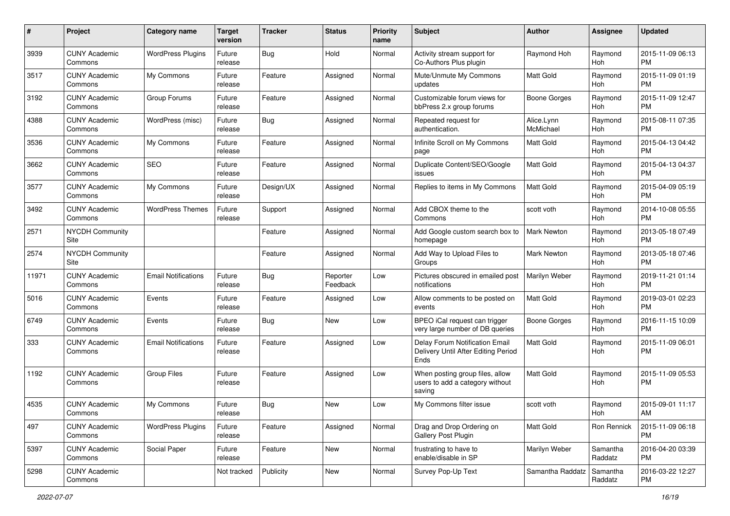| # | Project | Category name | Target version | Tracker | Status | Priority name | Subject | Author | Assignee | Updated |
|---|---|---|---|---|---|---|---|---|---|---|
| 3939 | CUNY Academic Commons | WordPress Plugins | Future release | Bug | Hold | Normal | Activity stream support for Co-Authors Plus plugin | Raymond Hoh | Raymond Hoh | 2015-11-09 06:13 PM |
| 3517 | CUNY Academic Commons | My Commons | Future release | Feature | Assigned | Normal | Mute/Unmute My Commons updates | Matt Gold | Raymond Hoh | 2015-11-09 01:19 PM |
| 3192 | CUNY Academic Commons | Group Forums | Future release | Feature | Assigned | Normal | Customizable forum views for bbPress 2.x group forums | Boone Gorges | Raymond Hoh | 2015-11-09 12:47 PM |
| 4388 | CUNY Academic Commons | WordPress (misc) | Future release | Bug | Assigned | Normal | Repeated request for authentication. | Alice.Lynn McMichael | Raymond Hoh | 2015-08-11 07:35 PM |
| 3536 | CUNY Academic Commons | My Commons | Future release | Feature | Assigned | Normal | Infinite Scroll on My Commons page | Matt Gold | Raymond Hoh | 2015-04-13 04:42 PM |
| 3662 | CUNY Academic Commons | SEO | Future release | Feature | Assigned | Normal | Duplicate Content/SEO/Google issues | Matt Gold | Raymond Hoh | 2015-04-13 04:37 PM |
| 3577 | CUNY Academic Commons | My Commons | Future release | Design/UX | Assigned | Normal | Replies to items in My Commons | Matt Gold | Raymond Hoh | 2015-04-09 05:19 PM |
| 3492 | CUNY Academic Commons | WordPress Themes | Future release | Support | Assigned | Normal | Add CBOX theme to the Commons | scott voth | Raymond Hoh | 2014-10-08 05:55 PM |
| 2571 | NYCDH Community Site | | | Feature | Assigned | Normal | Add Google custom search box to homepage | Mark Newton | Raymond Hoh | 2013-05-18 07:49 PM |
| 2574 | NYCDH Community Site | | | Feature | Assigned | Normal | Add Way to Upload Files to Groups | Mark Newton | Raymond Hoh | 2013-05-18 07:46 PM |
| 11971 | CUNY Academic Commons | Email Notifications | Future release | Bug | Reporter Feedback | Low | Pictures obscured in emailed post notifications | Marilyn Weber | Raymond Hoh | 2019-11-21 01:14 PM |
| 5016 | CUNY Academic Commons | Events | Future release | Feature | Assigned | Low | Allow comments to be posted on events | Matt Gold | Raymond Hoh | 2019-03-01 02:23 PM |
| 6749 | CUNY Academic Commons | Events | Future release | Bug | New | Low | BPEO iCal request can trigger very large number of DB queries | Boone Gorges | Raymond Hoh | 2016-11-15 10:09 PM |
| 333 | CUNY Academic Commons | Email Notifications | Future release | Feature | Assigned | Low | Delay Forum Notification Email Delivery Until After Editing Period Ends | Matt Gold | Raymond Hoh | 2015-11-09 06:01 PM |
| 1192 | CUNY Academic Commons | Group Files | Future release | Feature | Assigned | Low | When posting group files, allow users to add a category without saving | Matt Gold | Raymond Hoh | 2015-11-09 05:53 PM |
| 4535 | CUNY Academic Commons | My Commons | Future release | Bug | New | Low | My Commons filter issue | scott voth | Raymond Hoh | 2015-09-01 11:17 AM |
| 497 | CUNY Academic Commons | WordPress Plugins | Future release | Feature | Assigned | Normal | Drag and Drop Ordering on Gallery Post Plugin | Matt Gold | Ron Rennick | 2015-11-09 06:18 PM |
| 5397 | CUNY Academic Commons | Social Paper | Future release | Feature | New | Normal | frustrating to have to enable/disable in SP | Marilyn Weber | Samantha Raddatz | 2016-04-20 03:39 PM |
| 5298 | CUNY Academic Commons | | Not tracked | Publicity | New | Normal | Survey Pop-Up Text | Samantha Raddatz | Samantha Raddatz | 2016-03-22 12:27 PM |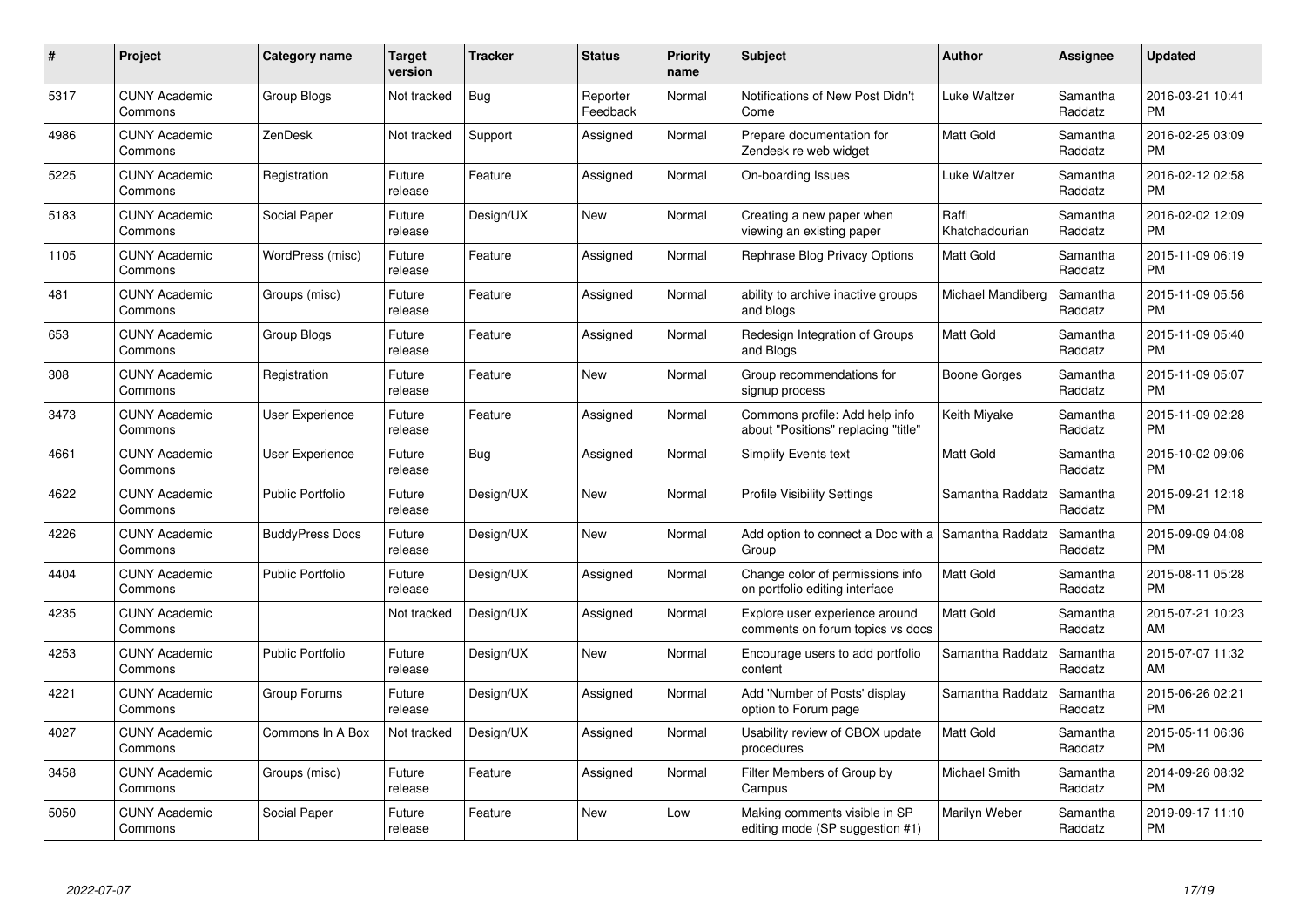| # | Project | Category name | Target version | Tracker | Status | Priority name | Subject | Author | Assignee | Updated |
|---|---|---|---|---|---|---|---|---|---|---|
| 5317 | CUNY Academic Commons | Group Blogs | Not tracked | Bug | Reporter Feedback | Normal | Notifications of New Post Didn't Come | Luke Waltzer | Samantha Raddatz | 2016-03-21 10:41 PM |
| 4986 | CUNY Academic Commons | ZenDesk | Not tracked | Support | Assigned | Normal | Prepare documentation for Zendesk re web widget | Matt Gold | Samantha Raddatz | 2016-02-25 03:09 PM |
| 5225 | CUNY Academic Commons | Registration | Future release | Feature | Assigned | Normal | On-boarding Issues | Luke Waltzer | Samantha Raddatz | 2016-02-12 02:58 PM |
| 5183 | CUNY Academic Commons | Social Paper | Future release | Design/UX | New | Normal | Creating a new paper when viewing an existing paper | Raffi Khatchadourian | Samantha Raddatz | 2016-02-02 12:09 PM |
| 1105 | CUNY Academic Commons | WordPress (misc) | Future release | Feature | Assigned | Normal | Rephrase Blog Privacy Options | Matt Gold | Samantha Raddatz | 2015-11-09 06:19 PM |
| 481 | CUNY Academic Commons | Groups (misc) | Future release | Feature | Assigned | Normal | ability to archive inactive groups and blogs | Michael Mandiberg | Samantha Raddatz | 2015-11-09 05:56 PM |
| 653 | CUNY Academic Commons | Group Blogs | Future release | Feature | Assigned | Normal | Redesign Integration of Groups and Blogs | Matt Gold | Samantha Raddatz | 2015-11-09 05:40 PM |
| 308 | CUNY Academic Commons | Registration | Future release | Feature | New | Normal | Group recommendations for signup process | Boone Gorges | Samantha Raddatz | 2015-11-09 05:07 PM |
| 3473 | CUNY Academic Commons | User Experience | Future release | Feature | Assigned | Normal | Commons profile: Add help info about "Positions" replacing "title" | Keith Miyake | Samantha Raddatz | 2015-11-09 02:28 PM |
| 4661 | CUNY Academic Commons | User Experience | Future release | Bug | Assigned | Normal | Simplify Events text | Matt Gold | Samantha Raddatz | 2015-10-02 09:06 PM |
| 4622 | CUNY Academic Commons | Public Portfolio | Future release | Design/UX | New | Normal | Profile Visibility Settings | Samantha Raddatz | Samantha Raddatz | 2015-09-21 12:18 PM |
| 4226 | CUNY Academic Commons | BuddyPress Docs | Future release | Design/UX | New | Normal | Add option to connect a Doc with a Group | Samantha Raddatz | Samantha Raddatz | 2015-09-09 04:08 PM |
| 4404 | CUNY Academic Commons | Public Portfolio | Future release | Design/UX | Assigned | Normal | Change color of permissions info on portfolio editing interface | Matt Gold | Samantha Raddatz | 2015-08-11 05:28 PM |
| 4235 | CUNY Academic Commons | | Not tracked | Design/UX | Assigned | Normal | Explore user experience around comments on forum topics vs docs | Matt Gold | Samantha Raddatz | 2015-07-21 10:23 AM |
| 4253 | CUNY Academic Commons | Public Portfolio | Future release | Design/UX | New | Normal | Encourage users to add portfolio content | Samantha Raddatz | Samantha Raddatz | 2015-07-07 11:32 AM |
| 4221 | CUNY Academic Commons | Group Forums | Future release | Design/UX | Assigned | Normal | Add 'Number of Posts' display option to Forum page | Samantha Raddatz | Samantha Raddatz | 2015-06-26 02:21 PM |
| 4027 | CUNY Academic Commons | Commons In A Box | Not tracked | Design/UX | Assigned | Normal | Usability review of CBOX update procedures | Matt Gold | Samantha Raddatz | 2015-05-11 06:36 PM |
| 3458 | CUNY Academic Commons | Groups (misc) | Future release | Feature | Assigned | Normal | Filter Members of Group by Campus | Michael Smith | Samantha Raddatz | 2014-09-26 08:32 PM |
| 5050 | CUNY Academic Commons | Social Paper | Future release | Feature | New | Low | Making comments visible in SP editing mode (SP suggestion #1) | Marilyn Weber | Samantha Raddatz | 2019-09-17 11:10 PM |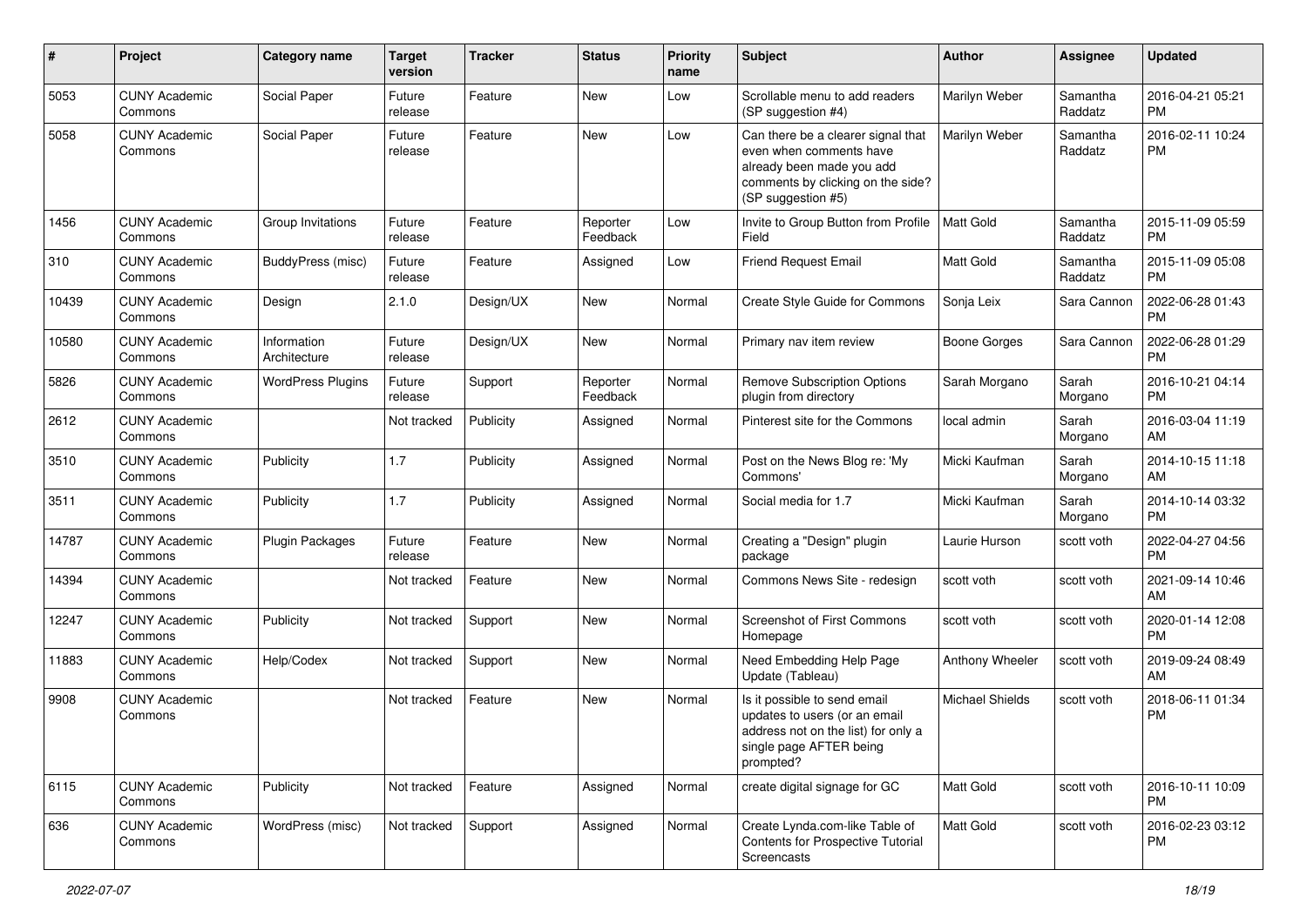| # | Project | Category name | Target version | Tracker | Status | Priority name | Subject | Author | Assignee | Updated |
|---|---|---|---|---|---|---|---|---|---|---|
| 5053 | CUNY Academic Commons | Social Paper | Future release | Feature | New | Low | Scrollable menu to add readers (SP suggestion #4) | Marilyn Weber | Samantha Raddatz | 2016-04-21 05:21 PM |
| 5058 | CUNY Academic Commons | Social Paper | Future release | Feature | New | Low | Can there be a clearer signal that even when comments have already been made you add comments by clicking on the side? (SP suggestion #5) | Marilyn Weber | Samantha Raddatz | 2016-02-11 10:24 PM |
| 1456 | CUNY Academic Commons | Group Invitations | Future release | Feature | Reporter Feedback | Low | Invite to Group Button from Profile Field | Matt Gold | Samantha Raddatz | 2015-11-09 05:59 PM |
| 310 | CUNY Academic Commons | BuddyPress (misc) | Future release | Feature | Assigned | Low | Friend Request Email | Matt Gold | Samantha Raddatz | 2015-11-09 05:08 PM |
| 10439 | CUNY Academic Commons | Design | 2.1.0 | Design/UX | New | Normal | Create Style Guide for Commons | Sonja Leix | Sara Cannon | 2022-06-28 01:43 PM |
| 10580 | CUNY Academic Commons | Information Architecture | Future release | Design/UX | New | Normal | Primary nav item review | Boone Gorges | Sara Cannon | 2022-06-28 01:29 PM |
| 5826 | CUNY Academic Commons | WordPress Plugins | Future release | Support | Reporter Feedback | Normal | Remove Subscription Options plugin from directory | Sarah Morgano | Sarah Morgano | 2016-10-21 04:14 PM |
| 2612 | CUNY Academic Commons | | Not tracked | Publicity | Assigned | Normal | Pinterest site for the Commons | local admin | Sarah Morgano | 2016-03-04 11:19 AM |
| 3510 | CUNY Academic Commons | Publicity | 1.7 | Publicity | Assigned | Normal | Post on the News Blog re: 'My Commons' | Micki Kaufman | Sarah Morgano | 2014-10-15 11:18 AM |
| 3511 | CUNY Academic Commons | Publicity | 1.7 | Publicity | Assigned | Normal | Social media for 1.7 | Micki Kaufman | Sarah Morgano | 2014-10-14 03:32 PM |
| 14787 | CUNY Academic Commons | Plugin Packages | Future release | Feature | New | Normal | Creating a "Design" plugin package | Laurie Hurson | scott voth | 2022-04-27 04:56 PM |
| 14394 | CUNY Academic Commons | | Not tracked | Feature | New | Normal | Commons News Site - redesign | scott voth | scott voth | 2021-09-14 10:46 AM |
| 12247 | CUNY Academic Commons | Publicity | Not tracked | Support | New | Normal | Screenshot of First Commons Homepage | scott voth | scott voth | 2020-01-14 12:08 PM |
| 11883 | CUNY Academic Commons | Help/Codex | Not tracked | Support | New | Normal | Need Embedding Help Page Update (Tableau) | Anthony Wheeler | scott voth | 2019-09-24 08:49 AM |
| 9908 | CUNY Academic Commons | | Not tracked | Feature | New | Normal | Is it possible to send email updates to users (or an email address not on the list) for only a single page AFTER being prompted? | Michael Shields | scott voth | 2018-06-11 01:34 PM |
| 6115 | CUNY Academic Commons | Publicity | Not tracked | Feature | Assigned | Normal | create digital signage for GC | Matt Gold | scott voth | 2016-10-11 10:09 PM |
| 636 | CUNY Academic Commons | WordPress (misc) | Not tracked | Support | Assigned | Normal | Create Lynda.com-like Table of Contents for Prospective Tutorial Screencasts | Matt Gold | scott voth | 2016-02-23 03:12 PM |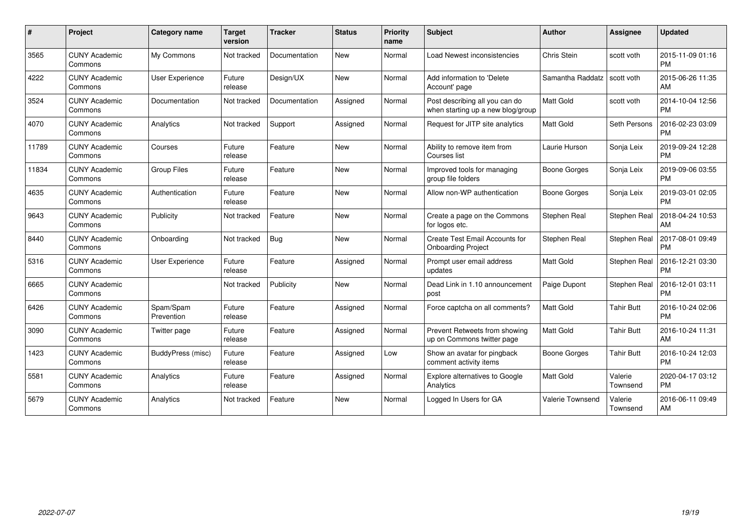| # | Project | Category name | Target version | Tracker | Status | Priority name | Subject | Author | Assignee | Updated |
|---|---|---|---|---|---|---|---|---|---|---|
| 3565 | CUNY Academic Commons | My Commons | Not tracked | Documentation | New | Normal | Load Newest inconsistencies | Chris Stein | scott voth | 2015-11-09 01:16 PM |
| 4222 | CUNY Academic Commons | User Experience | Future release | Design/UX | New | Normal | Add information to 'Delete Account' page | Samantha Raddatz | scott voth | 2015-06-26 11:35 AM |
| 3524 | CUNY Academic Commons | Documentation | Not tracked | Documentation | Assigned | Normal | Post describing all you can do when starting up a new blog/group | Matt Gold | scott voth | 2014-10-04 12:56 PM |
| 4070 | CUNY Academic Commons | Analytics | Not tracked | Support | Assigned | Normal | Request for JITP site analytics | Matt Gold | Seth Persons | 2016-02-23 03:09 PM |
| 11789 | CUNY Academic Commons | Courses | Future release | Feature | New | Normal | Ability to remove item from Courses list | Laurie Hurson | Sonja Leix | 2019-09-24 12:28 PM |
| 11834 | CUNY Academic Commons | Group Files | Future release | Feature | New | Normal | Improved tools for managing group file folders | Boone Gorges | Sonja Leix | 2019-09-06 03:55 PM |
| 4635 | CUNY Academic Commons | Authentication | Future release | Feature | New | Normal | Allow non-WP authentication | Boone Gorges | Sonja Leix | 2019-03-01 02:05 PM |
| 9643 | CUNY Academic Commons | Publicity | Not tracked | Feature | New | Normal | Create a page on the Commons for logos etc. | Stephen Real | Stephen Real | 2018-04-24 10:53 AM |
| 8440 | CUNY Academic Commons | Onboarding | Not tracked | Bug | New | Normal | Create Test Email Accounts for Onboarding Project | Stephen Real | Stephen Real | 2017-08-01 09:49 PM |
| 5316 | CUNY Academic Commons | User Experience | Future release | Feature | Assigned | Normal | Prompt user email address updates | Matt Gold | Stephen Real | 2016-12-21 03:30 PM |
| 6665 | CUNY Academic Commons | | Not tracked | Publicity | New | Normal | Dead Link in 1.10 announcement post | Paige Dupont | Stephen Real | 2016-12-01 03:11 PM |
| 6426 | CUNY Academic Commons | Spam/Spam Prevention | Future release | Feature | Assigned | Normal | Force captcha on all comments? | Matt Gold | Tahir Butt | 2016-10-24 02:06 PM |
| 3090 | CUNY Academic Commons | Twitter page | Future release | Feature | Assigned | Normal | Prevent Retweets from showing up on Commons twitter page | Matt Gold | Tahir Butt | 2016-10-24 11:31 AM |
| 1423 | CUNY Academic Commons | BuddyPress (misc) | Future release | Feature | Assigned | Low | Show an avatar for pingback comment activity items | Boone Gorges | Tahir Butt | 2016-10-24 12:03 PM |
| 5581 | CUNY Academic Commons | Analytics | Future release | Feature | Assigned | Normal | Explore alternatives to Google Analytics | Matt Gold | Valerie Townsend | 2020-04-17 03:12 PM |
| 5679 | CUNY Academic Commons | Analytics | Not tracked | Feature | New | Normal | Logged In Users for GA | Valerie Townsend | Valerie Townsend | 2016-06-11 09:49 AM |